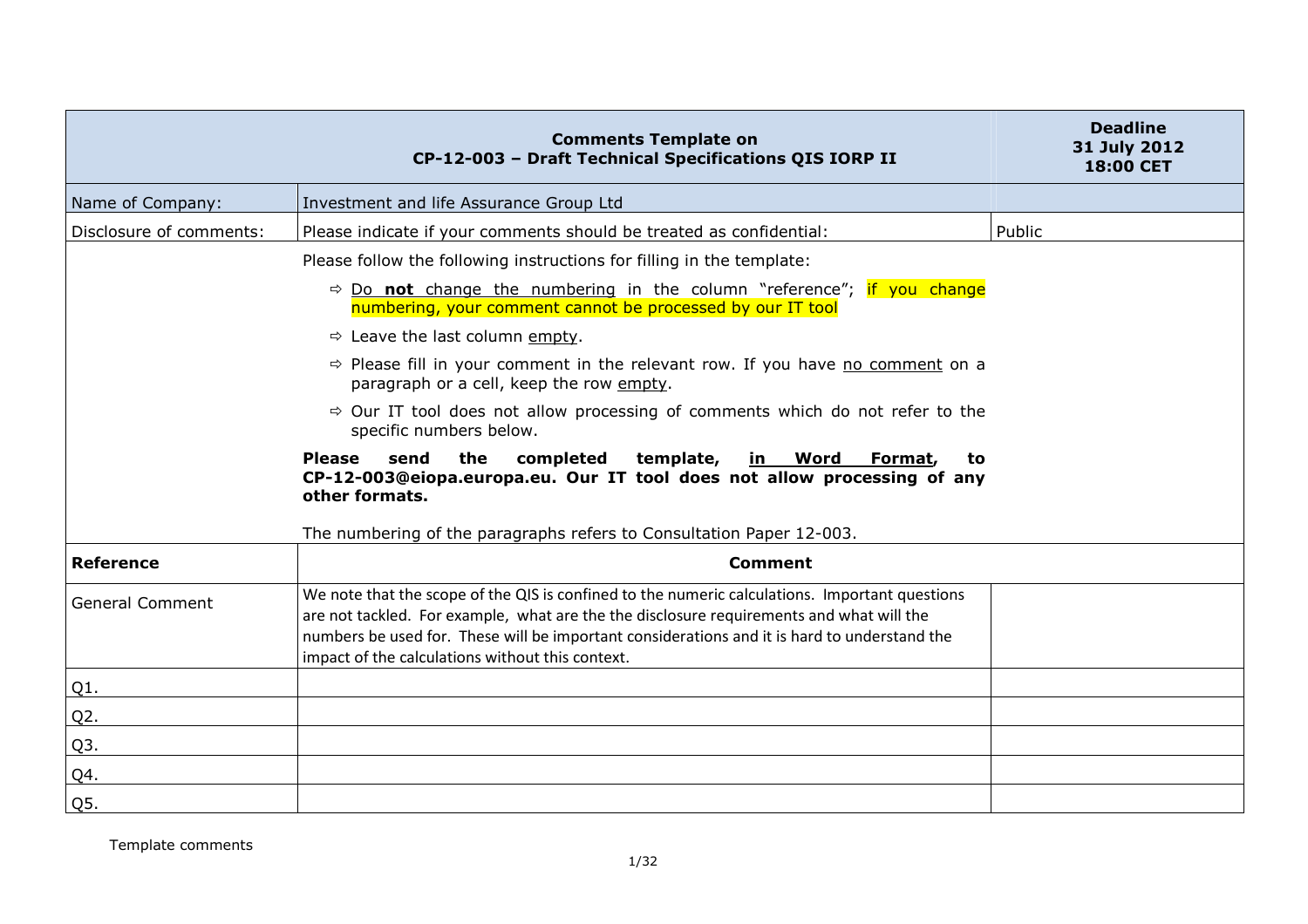| Comments Template on CP-12-003 – Draft Technical Specifications QIS IORP II | | Deadline 31 July 2012 18:00 CET |
|---|---|---|
| Name of Company: | Investment and life Assurance Group Ltd | |
| Disclosure of comments: | Please indicate if your comments should be treated as confidential: | Public |
| | Please follow the following instructions for filling in the template:<br>⇨ Do **not** change the numbering in the column "reference"; if you change numbering, your comment cannot be processed by our IT tool<br>⇨ Leave the last column empty.<br>⇨ Please fill in your comment in the relevant row. If you have no comment on a paragraph or a cell, keep the row empty.<br>⇨ Our IT tool does not allow processing of comments which do not refer to the specific numbers below.<br>**Please send the completed template, in Word Format, to CP-12-003@eiopa.europa.eu. Our IT tool does not allow processing of any other formats.**<br>The numbering of the paragraphs refers to Consultation Paper 12-003. | |
| **Reference** | **Comment** | |
| General Comment | We note that the scope of the QIS is confined to the numeric calculations. Important questions are not tackled. For example, what are the the disclosure requirements and what will the numbers be used for. These will be important considerations and it is hard to understand the impact of the calculations without this context. | |
| Q1. | | |
| Q2. | | |
| Q3. | | |
| Q4. | | |
| Q5. | | |

Template comments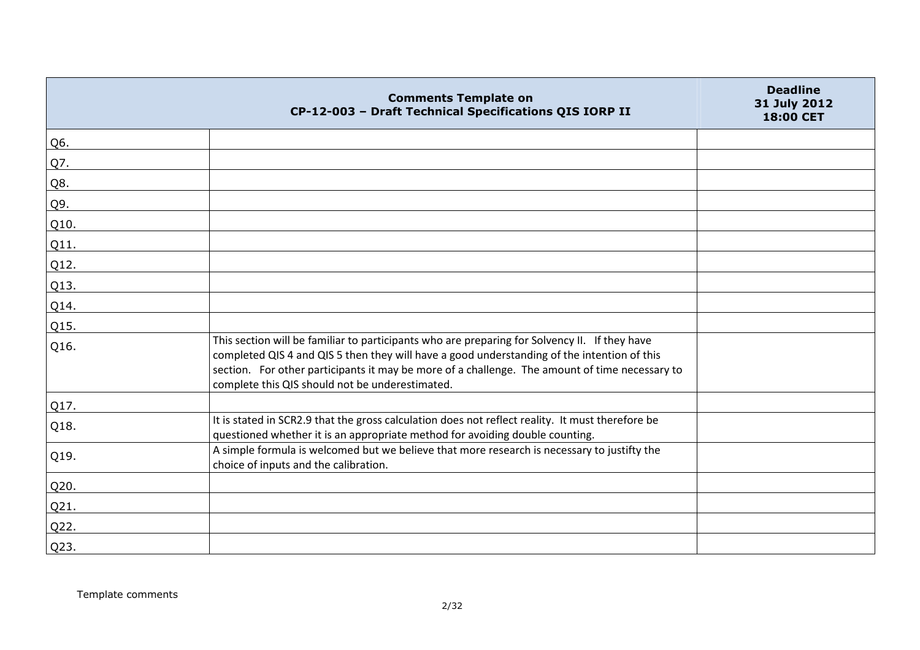| | Comments Template on CP-12-003 – Draft Technical Specifications QIS IORP II | Deadline 31 July 2012 18:00 CET |
|---|---|---|
| Q6. | | |
| Q7. | | |
| Q8. | | |
| Q9. | | |
| Q10. | | |
| Q11. | | |
| Q12. | | |
| Q13. | | |
| Q14. | | |
| Q15. | | |
| Q16. | This section will be familiar to participants who are preparing for Solvency II. If they have completed QIS 4 and QIS 5 then they will have a good understanding of the intention of this section. For other participants it may be more of a challenge. The amount of time necessary to complete this QIS should not be underestimated. | |
| Q17. | | |
| Q18. | It is stated in SCR2.9 that the gross calculation does not reflect reality. It must therefore be questioned whether it is an appropriate method for avoiding double counting. | |
| Q19. | A simple formula is welcomed but we believe that more research is necessary to justifty the choice of inputs and the calibration. | |
| Q20. | | |
| Q21. | | |
| Q22. | | |
| Q23. | | |

Template comments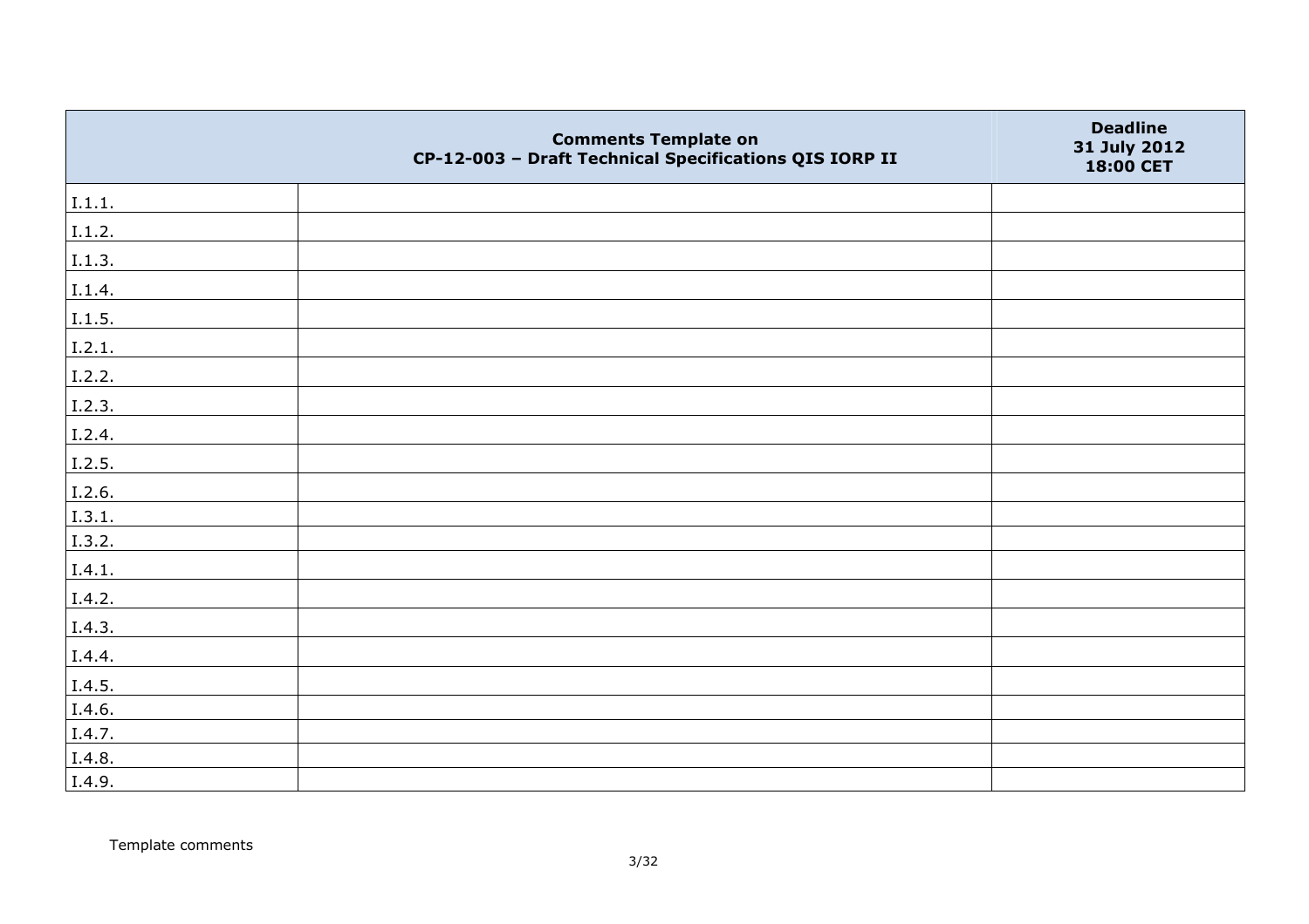| | Comments Template on CP-12-003 – Draft Technical Specifications QIS IORP II | Deadline 31 July 2012 18:00 CET |
|---|---|---|
| I.1.1. | | |
| I.1.2. | | |
| I.1.3. | | |
| I.1.4. | | |
| I.1.5. | | |
| I.2.1. | | |
| I.2.2. | | |
| I.2.3. | | |
| I.2.4. | | |
| I.2.5. | | |
| I.2.6. | | |
| I.3.1. | | |
| I.3.2. | | |
| I.4.1. | | |
| I.4.2. | | |
| I.4.3. | | |
| I.4.4. | | |
| I.4.5. | | |
| I.4.6. | | |
| I.4.7. | | |
| I.4.8. | | |
| I.4.9. | | |

Template comments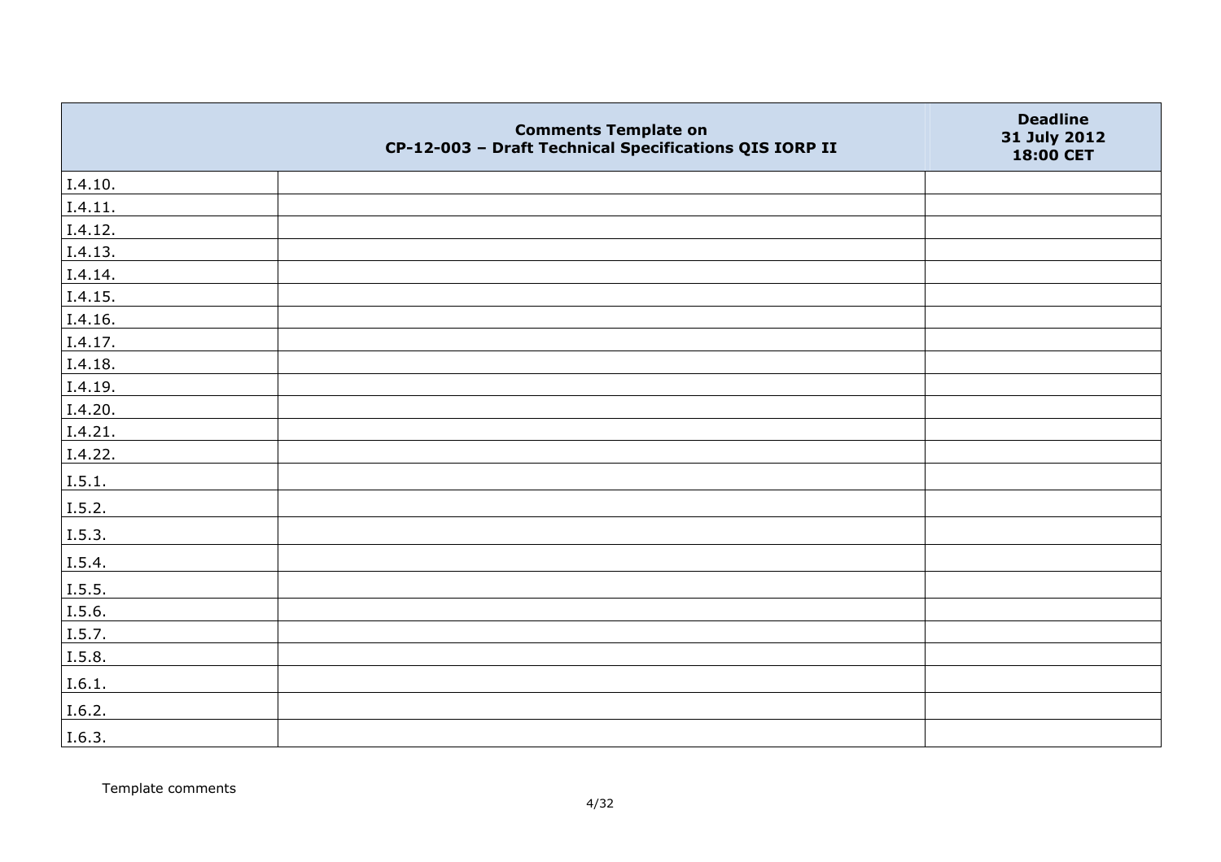| | Comments Template on CP-12-003 – Draft Technical Specifications QIS IORP II | Deadline 31 July 2012 18:00 CET |
|---|---|---|
| I.4.10. | | |
| I.4.11. | | |
| I.4.12. | | |
| I.4.13. | | |
| I.4.14. | | |
| I.4.15. | | |
| I.4.16. | | |
| I.4.17. | | |
| I.4.18. | | |
| I.4.19. | | |
| I.4.20. | | |
| I.4.21. | | |
| I.4.22. | | |
| I.5.1. | | |
| I.5.2. | | |
| I.5.3. | | |
| I.5.4. | | |
| I.5.5. | | |
| I.5.6. | | |
| I.5.7. | | |
| I.5.8. | | |
| I.6.1. | | |
| I.6.2. | | |
| I.6.3. | | |

Template comments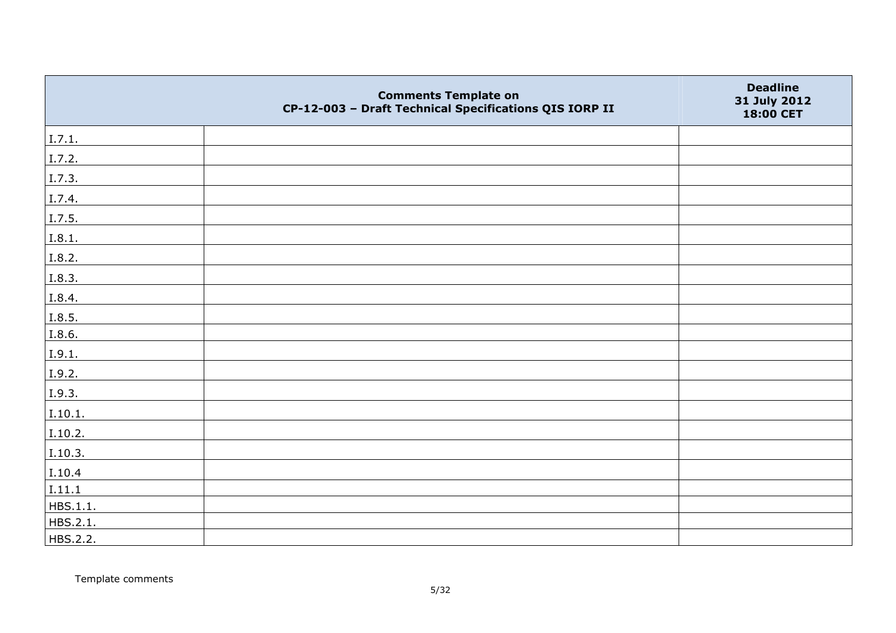| | Comments Template on CP-12-003 – Draft Technical Specifications QIS IORP II | Deadline 31 July 2012 18:00 CET |
|---|---|---|
| I.7.1. | | |
| I.7.2. | | |
| I.7.3. | | |
| I.7.4. | | |
| I.7.5. | | |
| I.8.1. | | |
| I.8.2. | | |
| I.8.3. | | |
| I.8.4. | | |
| I.8.5. | | |
| I.8.6. | | |
| I.9.1. | | |
| I.9.2. | | |
| I.9.3. | | |
| I.10.1. | | |
| I.10.2. | | |
| I.10.3. | | |
| I.10.4 | | |
| I.11.1 | | |
| HBS.1.1. | | |
| HBS.2.1. | | |
| HBS.2.2. | | |

Template comments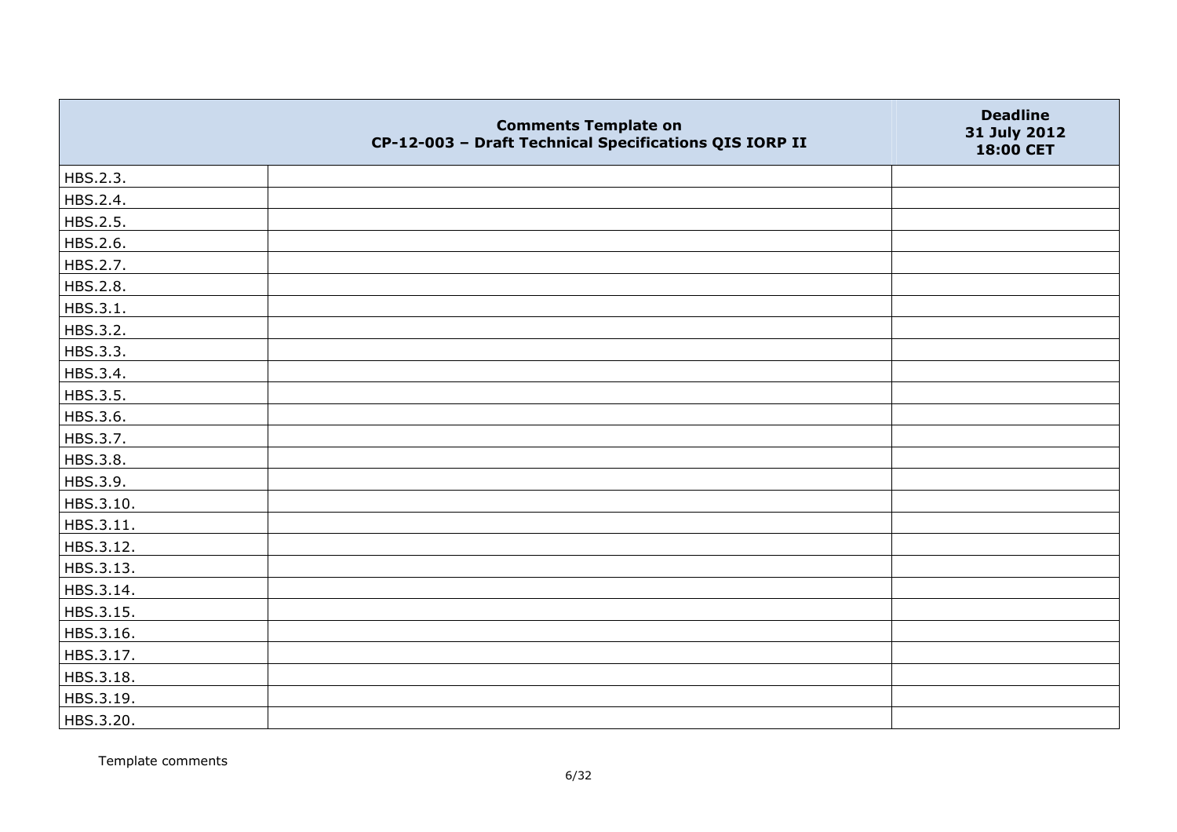|  | Comments Template on CP-12-003 – Draft Technical Specifications QIS IORP II | Deadline 31 July 2012 18:00 CET |
|---|---|---|
| HBS.2.3. |  |  |
| HBS.2.4. |  |  |
| HBS.2.5. |  |  |
| HBS.2.6. |  |  |
| HBS.2.7. |  |  |
| HBS.2.8. |  |  |
| HBS.3.1. |  |  |
| HBS.3.2. |  |  |
| HBS.3.3. |  |  |
| HBS.3.4. |  |  |
| HBS.3.5. |  |  |
| HBS.3.6. |  |  |
| HBS.3.7. |  |  |
| HBS.3.8. |  |  |
| HBS.3.9. |  |  |
| HBS.3.10. |  |  |
| HBS.3.11. |  |  |
| HBS.3.12. |  |  |
| HBS.3.13. |  |  |
| HBS.3.14. |  |  |
| HBS.3.15. |  |  |
| HBS.3.16. |  |  |
| HBS.3.17. |  |  |
| HBS.3.18. |  |  |
| HBS.3.19. |  |  |
| HBS.3.20. |  |  |

Template comments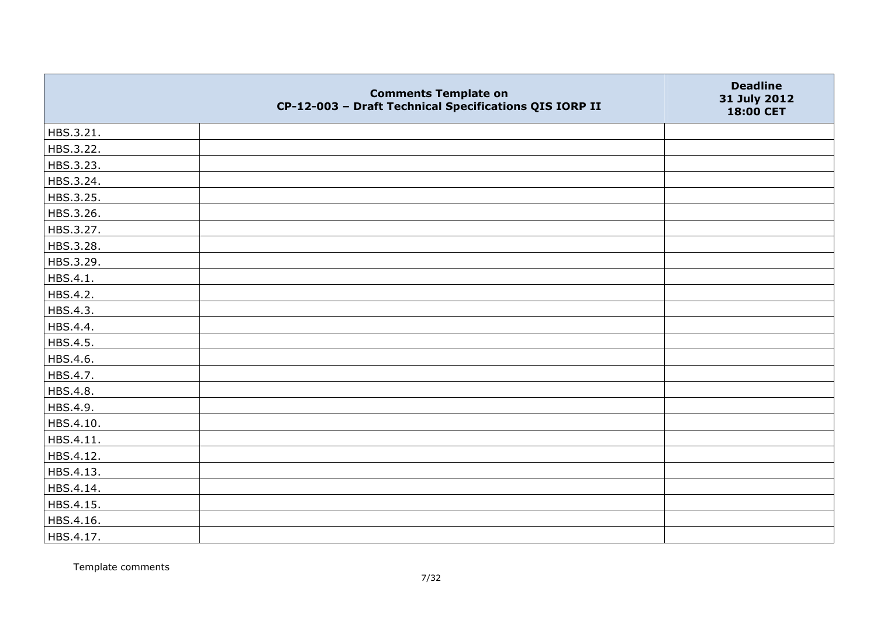| | Comments Template on CP-12-003 – Draft Technical Specifications QIS IORP II | Deadline 31 July 2012 18:00 CET |
|---|---|---|
| HBS.3.21. | | |
| HBS.3.22. | | |
| HBS.3.23. | | |
| HBS.3.24. | | |
| HBS.3.25. | | |
| HBS.3.26. | | |
| HBS.3.27. | | |
| HBS.3.28. | | |
| HBS.3.29. | | |
| HBS.4.1. | | |
| HBS.4.2. | | |
| HBS.4.3. | | |
| HBS.4.4. | | |
| HBS.4.5. | | |
| HBS.4.6. | | |
| HBS.4.7. | | |
| HBS.4.8. | | |
| HBS.4.9. | | |
| HBS.4.10. | | |
| HBS.4.11. | | |
| HBS.4.12. | | |
| HBS.4.13. | | |
| HBS.4.14. | | |
| HBS.4.15. | | |
| HBS.4.16. | | |
| HBS.4.17. | | |

Template comments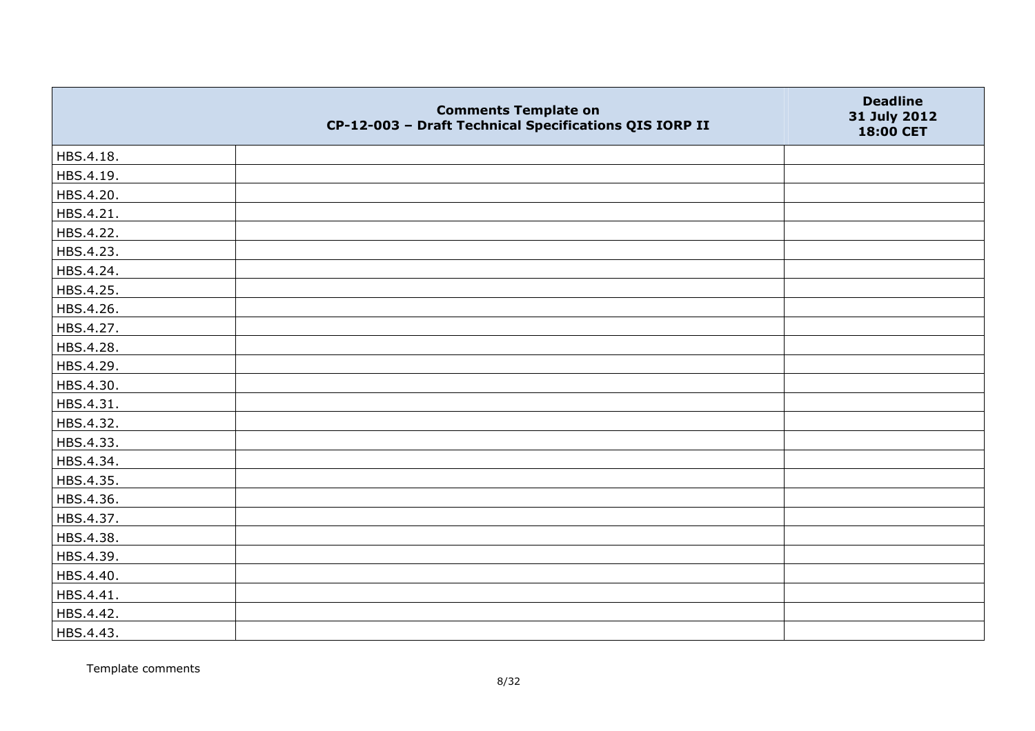| Comments Template on CP-12-003 – Draft Technical Specifications QIS IORP II | | Deadline 31 July 2012 18:00 CET |
|---|---|---|
| HBS.4.18. | | |
| HBS.4.19. | | |
| HBS.4.20. | | |
| HBS.4.21. | | |
| HBS.4.22. | | |
| HBS.4.23. | | |
| HBS.4.24. | | |
| HBS.4.25. | | |
| HBS.4.26. | | |
| HBS.4.27. | | |
| HBS.4.28. | | |
| HBS.4.29. | | |
| HBS.4.30. | | |
| HBS.4.31. | | |
| HBS.4.32. | | |
| HBS.4.33. | | |
| HBS.4.34. | | |
| HBS.4.35. | | |
| HBS.4.36. | | |
| HBS.4.37. | | |
| HBS.4.38. | | |
| HBS.4.39. | | |
| HBS.4.40. | | |
| HBS.4.41. | | |
| HBS.4.42. | | |
| HBS.4.43. | | |

Template comments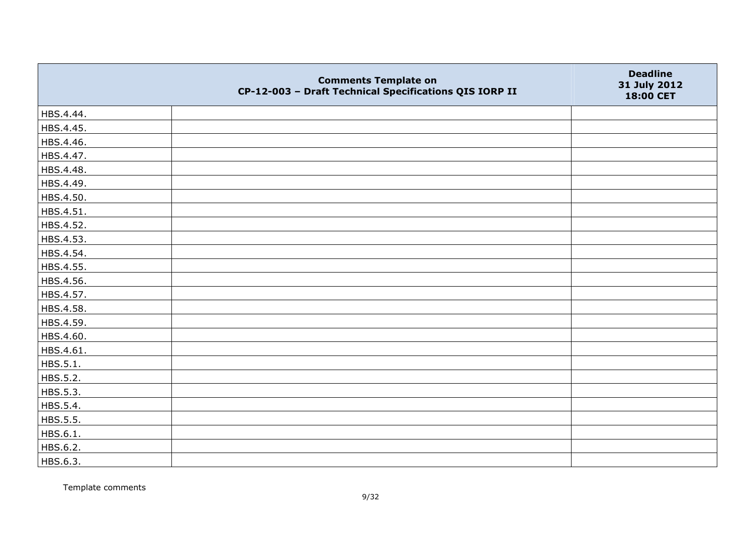| | Comments Template on CP-12-003 – Draft Technical Specifications QIS IORP II | Deadline 31 July 2012 18:00 CET |
|---|---|---|
| HBS.4.44. | | |
| HBS.4.45. | | |
| HBS.4.46. | | |
| HBS.4.47. | | |
| HBS.4.48. | | |
| HBS.4.49. | | |
| HBS.4.50. | | |
| HBS.4.51. | | |
| HBS.4.52. | | |
| HBS.4.53. | | |
| HBS.4.54. | | |
| HBS.4.55. | | |
| HBS.4.56. | | |
| HBS.4.57. | | |
| HBS.4.58. | | |
| HBS.4.59. | | |
| HBS.4.60. | | |
| HBS.4.61. | | |
| HBS.5.1. | | |
| HBS.5.2. | | |
| HBS.5.3. | | |
| HBS.5.4. | | |
| HBS.5.5. | | |
| HBS.6.1. | | |
| HBS.6.2. | | |
| HBS.6.3. | | |

Template comments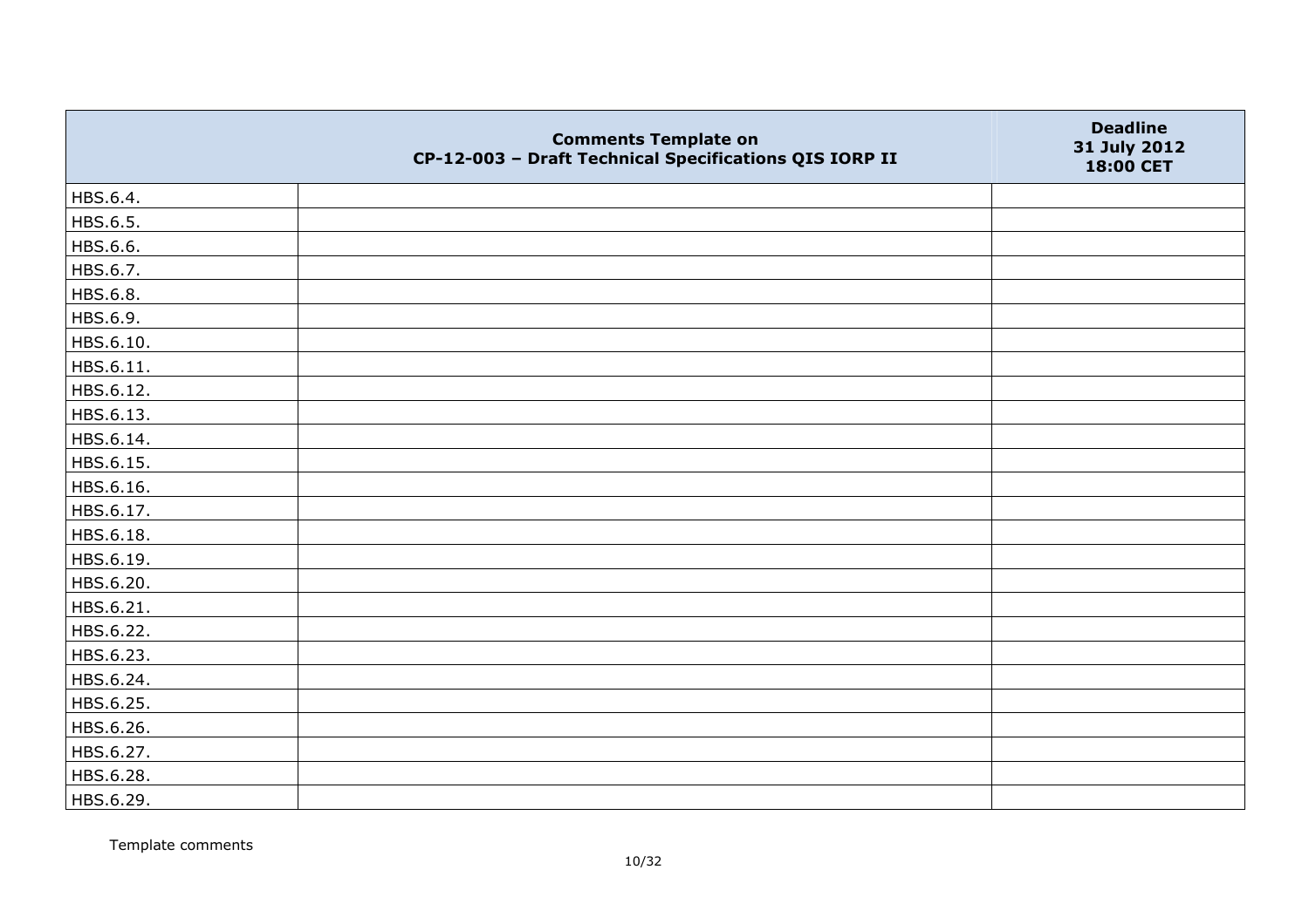|  | Comments Template on CP-12-003 – Draft Technical Specifications QIS IORP II | Deadline 31 July 2012 18:00 CET |
|---|---|---|
| HBS.6.4. |  |  |
| HBS.6.5. |  |  |
| HBS.6.6. |  |  |
| HBS.6.7. |  |  |
| HBS.6.8. |  |  |
| HBS.6.9. |  |  |
| HBS.6.10. |  |  |
| HBS.6.11. |  |  |
| HBS.6.12. |  |  |
| HBS.6.13. |  |  |
| HBS.6.14. |  |  |
| HBS.6.15. |  |  |
| HBS.6.16. |  |  |
| HBS.6.17. |  |  |
| HBS.6.18. |  |  |
| HBS.6.19. |  |  |
| HBS.6.20. |  |  |
| HBS.6.21. |  |  |
| HBS.6.22. |  |  |
| HBS.6.23. |  |  |
| HBS.6.24. |  |  |
| HBS.6.25. |  |  |
| HBS.6.26. |  |  |
| HBS.6.27. |  |  |
| HBS.6.28. |  |  |
| HBS.6.29. |  |  |

Template comments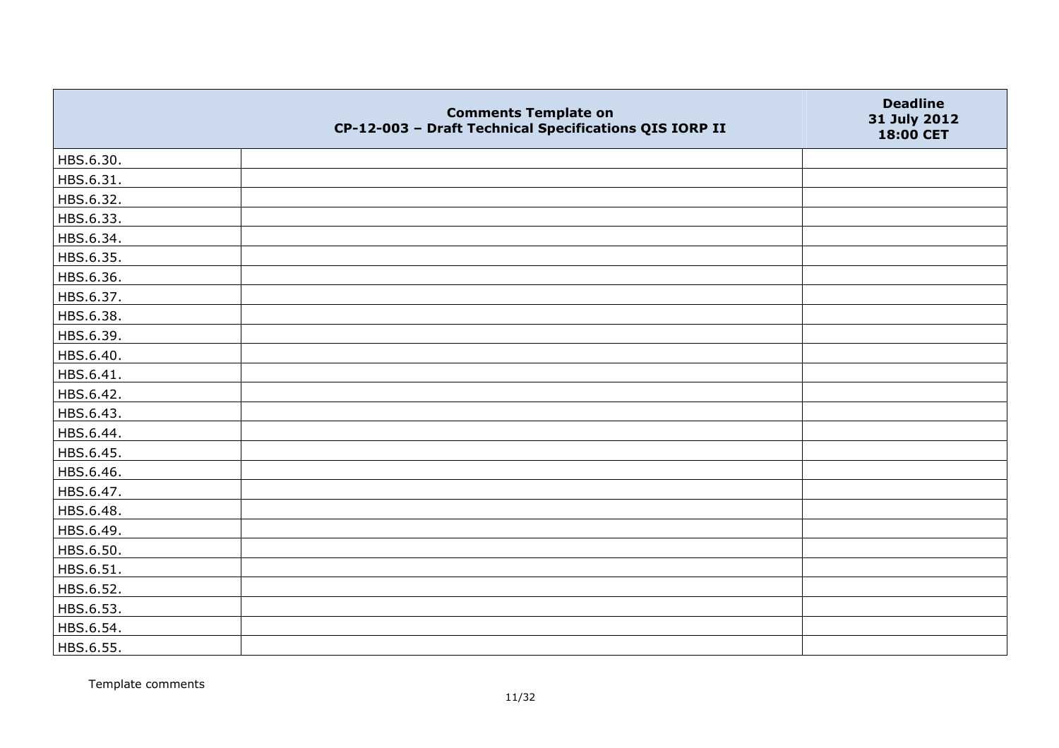| | Comments Template on<br>CP-12-003 – Draft Technical Specifications QIS IORP II | Deadline<br>31 July 2012<br>18:00 CET |
|---|---|---|
| HBS.6.30. | | |
| HBS.6.31. | | |
| HBS.6.32. | | |
| HBS.6.33. | | |
| HBS.6.34. | | |
| HBS.6.35. | | |
| HBS.6.36. | | |
| HBS.6.37. | | |
| HBS.6.38. | | |
| HBS.6.39. | | |
| HBS.6.40. | | |
| HBS.6.41. | | |
| HBS.6.42. | | |
| HBS.6.43. | | |
| HBS.6.44. | | |
| HBS.6.45. | | |
| HBS.6.46. | | |
| HBS.6.47. | | |
| HBS.6.48. | | |
| HBS.6.49. | | |
| HBS.6.50. | | |
| HBS.6.51. | | |
| HBS.6.52. | | |
| HBS.6.53. | | |
| HBS.6.54. | | |
| HBS.6.55. | | |

Template comments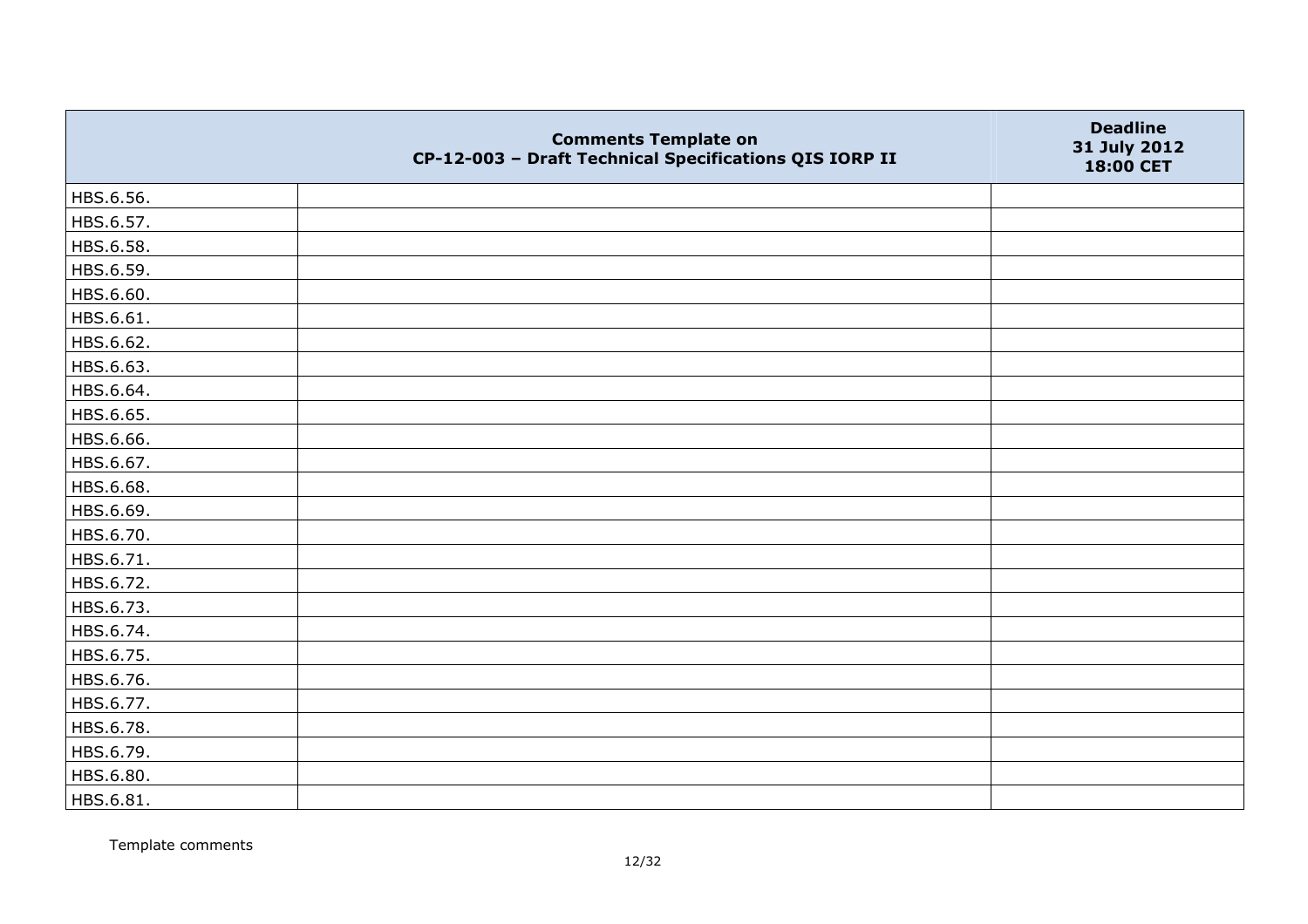| | Comments Template on CP-12-003 – Draft Technical Specifications QIS IORP II | Deadline 31 July 2012 18:00 CET |
|---|---|---|
| HBS.6.56. | | |
| HBS.6.57. | | |
| HBS.6.58. | | |
| HBS.6.59. | | |
| HBS.6.60. | | |
| HBS.6.61. | | |
| HBS.6.62. | | |
| HBS.6.63. | | |
| HBS.6.64. | | |
| HBS.6.65. | | |
| HBS.6.66. | | |
| HBS.6.67. | | |
| HBS.6.68. | | |
| HBS.6.69. | | |
| HBS.6.70. | | |
| HBS.6.71. | | |
| HBS.6.72. | | |
| HBS.6.73. | | |
| HBS.6.74. | | |
| HBS.6.75. | | |
| HBS.6.76. | | |
| HBS.6.77. | | |
| HBS.6.78. | | |
| HBS.6.79. | | |
| HBS.6.80. | | |
| HBS.6.81. | | |

Template comments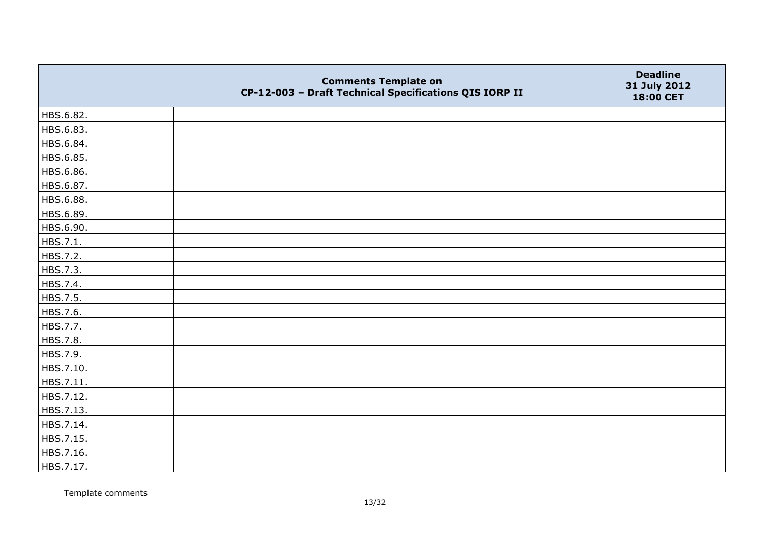| | Comments Template on CP-12-003 – Draft Technical Specifications QIS IORP II | Deadline 31 July 2012 18:00 CET |
|---|---|---|
| HBS.6.82. | | |
| HBS.6.83. | | |
| HBS.6.84. | | |
| HBS.6.85. | | |
| HBS.6.86. | | |
| HBS.6.87. | | |
| HBS.6.88. | | |
| HBS.6.89. | | |
| HBS.6.90. | | |
| HBS.7.1. | | |
| HBS.7.2. | | |
| HBS.7.3. | | |
| HBS.7.4. | | |
| HBS.7.5. | | |
| HBS.7.6. | | |
| HBS.7.7. | | |
| HBS.7.8. | | |
| HBS.7.9. | | |
| HBS.7.10. | | |
| HBS.7.11. | | |
| HBS.7.12. | | |
| HBS.7.13. | | |
| HBS.7.14. | | |
| HBS.7.15. | | |
| HBS.7.16. | | |
| HBS.7.17. | | |

Template comments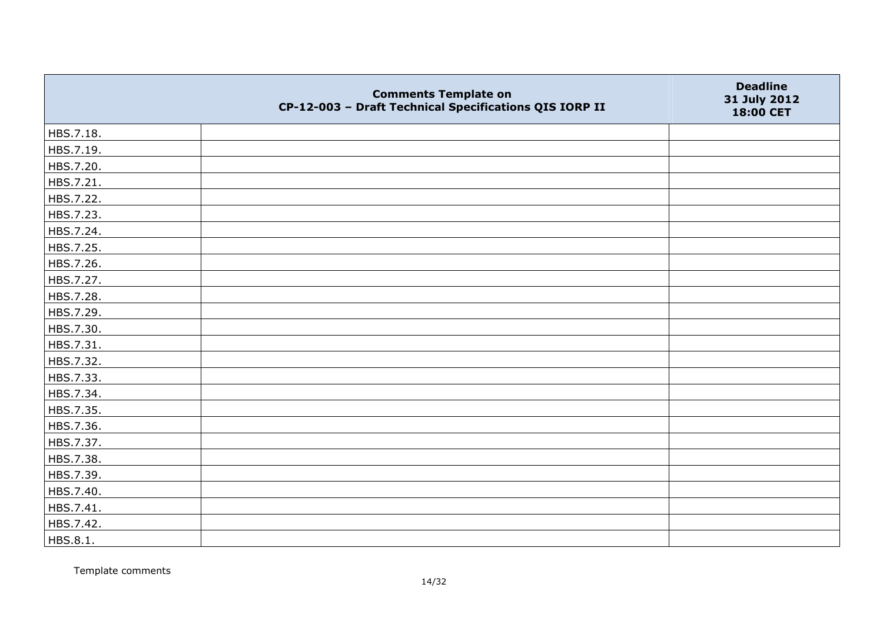|  | Comments Template on<br>CP-12-003 – Draft Technical Specifications QIS IORP II | Deadline<br>31 July 2012<br>18:00 CET |
|---|---|---|
| HBS.7.18. |  |  |
| HBS.7.19. |  |  |
| HBS.7.20. |  |  |
| HBS.7.21. |  |  |
| HBS.7.22. |  |  |
| HBS.7.23. |  |  |
| HBS.7.24. |  |  |
| HBS.7.25. |  |  |
| HBS.7.26. |  |  |
| HBS.7.27. |  |  |
| HBS.7.28. |  |  |
| HBS.7.29. |  |  |
| HBS.7.30. |  |  |
| HBS.7.31. |  |  |
| HBS.7.32. |  |  |
| HBS.7.33. |  |  |
| HBS.7.34. |  |  |
| HBS.7.35. |  |  |
| HBS.7.36. |  |  |
| HBS.7.37. |  |  |
| HBS.7.38. |  |  |
| HBS.7.39. |  |  |
| HBS.7.40. |  |  |
| HBS.7.41. |  |  |
| HBS.7.42. |  |  |
| HBS.8.1. |  |  |

Template comments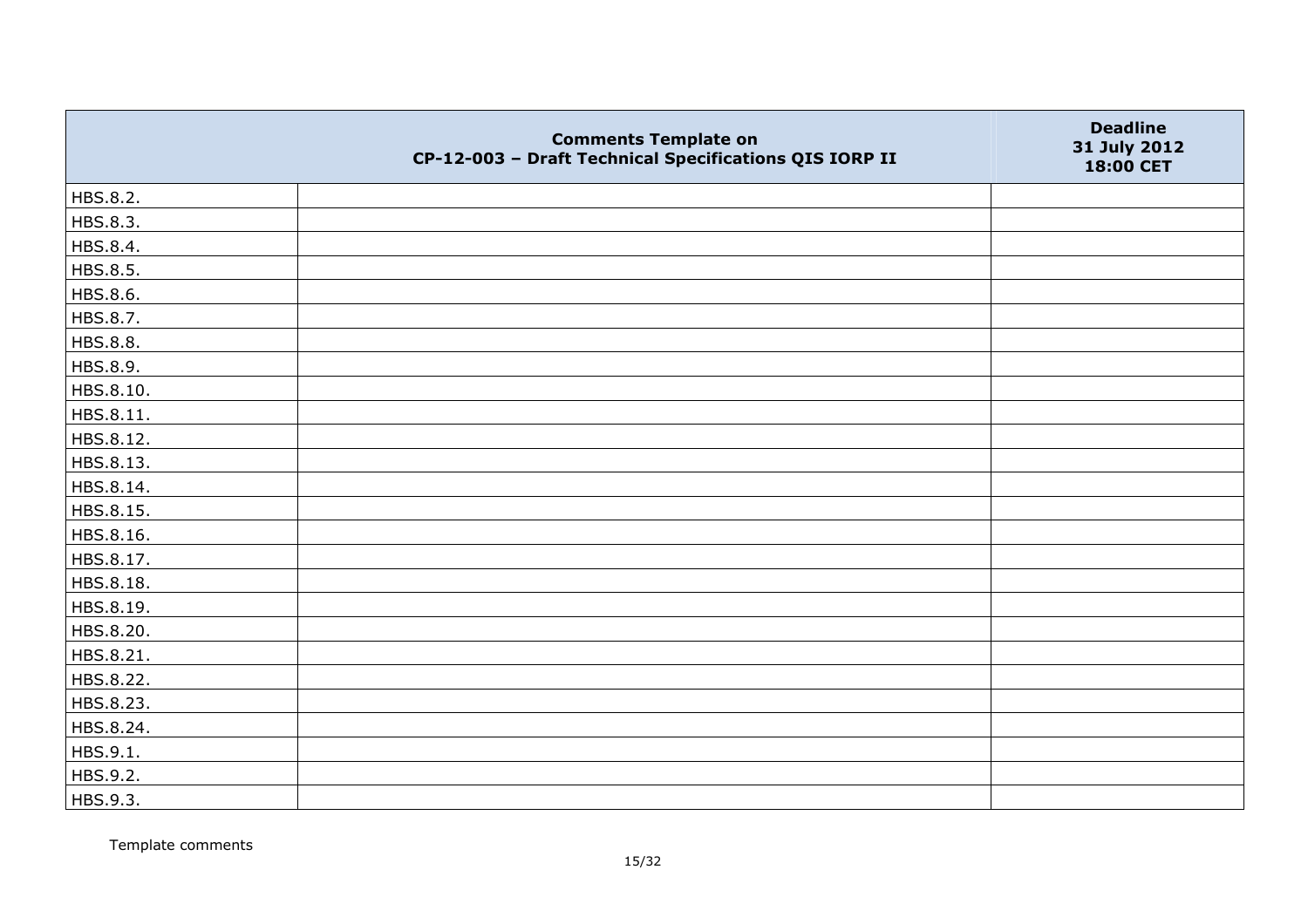| | Comments Template on CP-12-003 – Draft Technical Specifications QIS IORP II | Deadline 31 July 2012 18:00 CET |
|---|---|---|
| HBS.8.2. | | |
| HBS.8.3. | | |
| HBS.8.4. | | |
| HBS.8.5. | | |
| HBS.8.6. | | |
| HBS.8.7. | | |
| HBS.8.8. | | |
| HBS.8.9. | | |
| HBS.8.10. | | |
| HBS.8.11. | | |
| HBS.8.12. | | |
| HBS.8.13. | | |
| HBS.8.14. | | |
| HBS.8.15. | | |
| HBS.8.16. | | |
| HBS.8.17. | | |
| HBS.8.18. | | |
| HBS.8.19. | | |
| HBS.8.20. | | |
| HBS.8.21. | | |
| HBS.8.22. | | |
| HBS.8.23. | | |
| HBS.8.24. | | |
| HBS.9.1. | | |
| HBS.9.2. | | |
| HBS.9.3. | | |

Template comments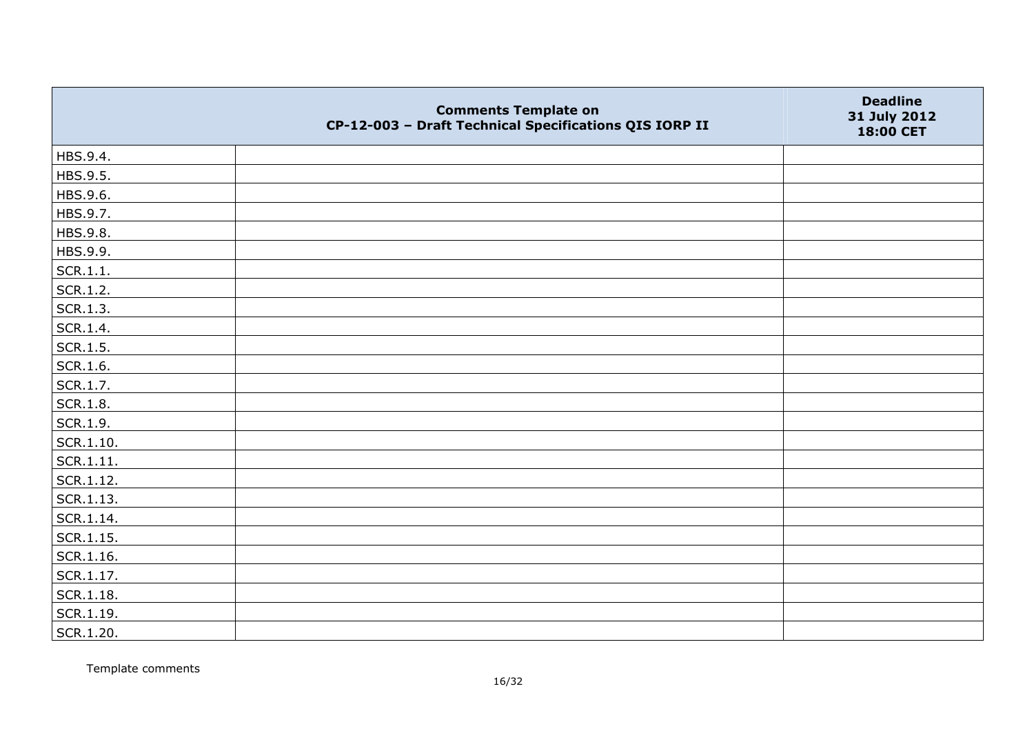| | Comments Template on CP-12-003 – Draft Technical Specifications QIS IORP II | Deadline 31 July 2012 18:00 CET |
|---|---|---|
| HBS.9.4. | | |
| HBS.9.5. | | |
| HBS.9.6. | | |
| HBS.9.7. | | |
| HBS.9.8. | | |
| HBS.9.9. | | |
| SCR.1.1. | | |
| SCR.1.2. | | |
| SCR.1.3. | | |
| SCR.1.4. | | |
| SCR.1.5. | | |
| SCR.1.6. | | |
| SCR.1.7. | | |
| SCR.1.8. | | |
| SCR.1.9. | | |
| SCR.1.10. | | |
| SCR.1.11. | | |
| SCR.1.12. | | |
| SCR.1.13. | | |
| SCR.1.14. | | |
| SCR.1.15. | | |
| SCR.1.16. | | |
| SCR.1.17. | | |
| SCR.1.18. | | |
| SCR.1.19. | | |
| SCR.1.20. | | |

Template comments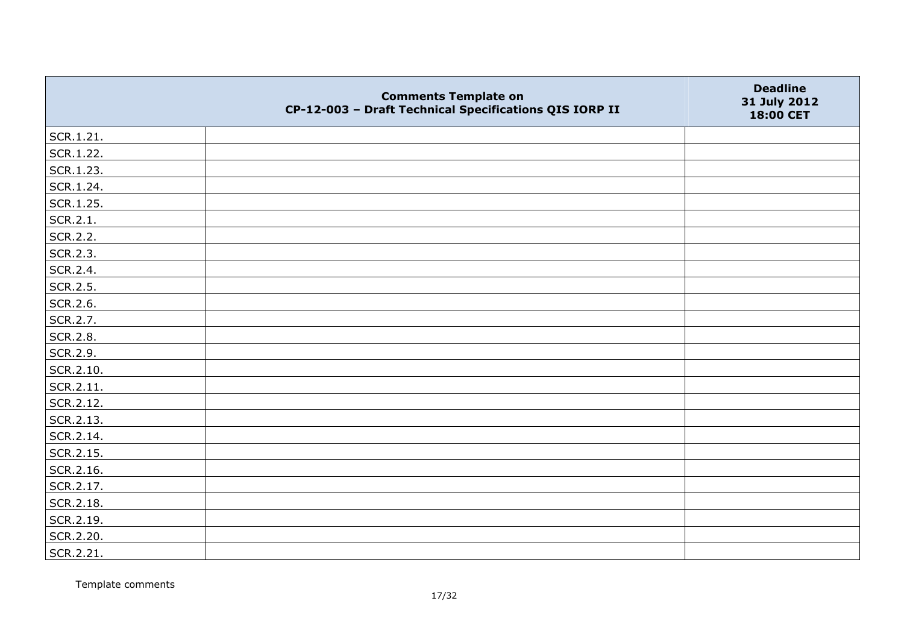| | Comments Template on CP-12-003 – Draft Technical Specifications QIS IORP II | Deadline 31 July 2012 18:00 CET |
|---|---|---|
| SCR.1.21. | | |
| SCR.1.22. | | |
| SCR.1.23. | | |
| SCR.1.24. | | |
| SCR.1.25. | | |
| SCR.2.1. | | |
| SCR.2.2. | | |
| SCR.2.3. | | |
| SCR.2.4. | | |
| SCR.2.5. | | |
| SCR.2.6. | | |
| SCR.2.7. | | |
| SCR.2.8. | | |
| SCR.2.9. | | |
| SCR.2.10. | | |
| SCR.2.11. | | |
| SCR.2.12. | | |
| SCR.2.13. | | |
| SCR.2.14. | | |
| SCR.2.15. | | |
| SCR.2.16. | | |
| SCR.2.17. | | |
| SCR.2.18. | | |
| SCR.2.19. | | |
| SCR.2.20. | | |
| SCR.2.21. | | |

Template comments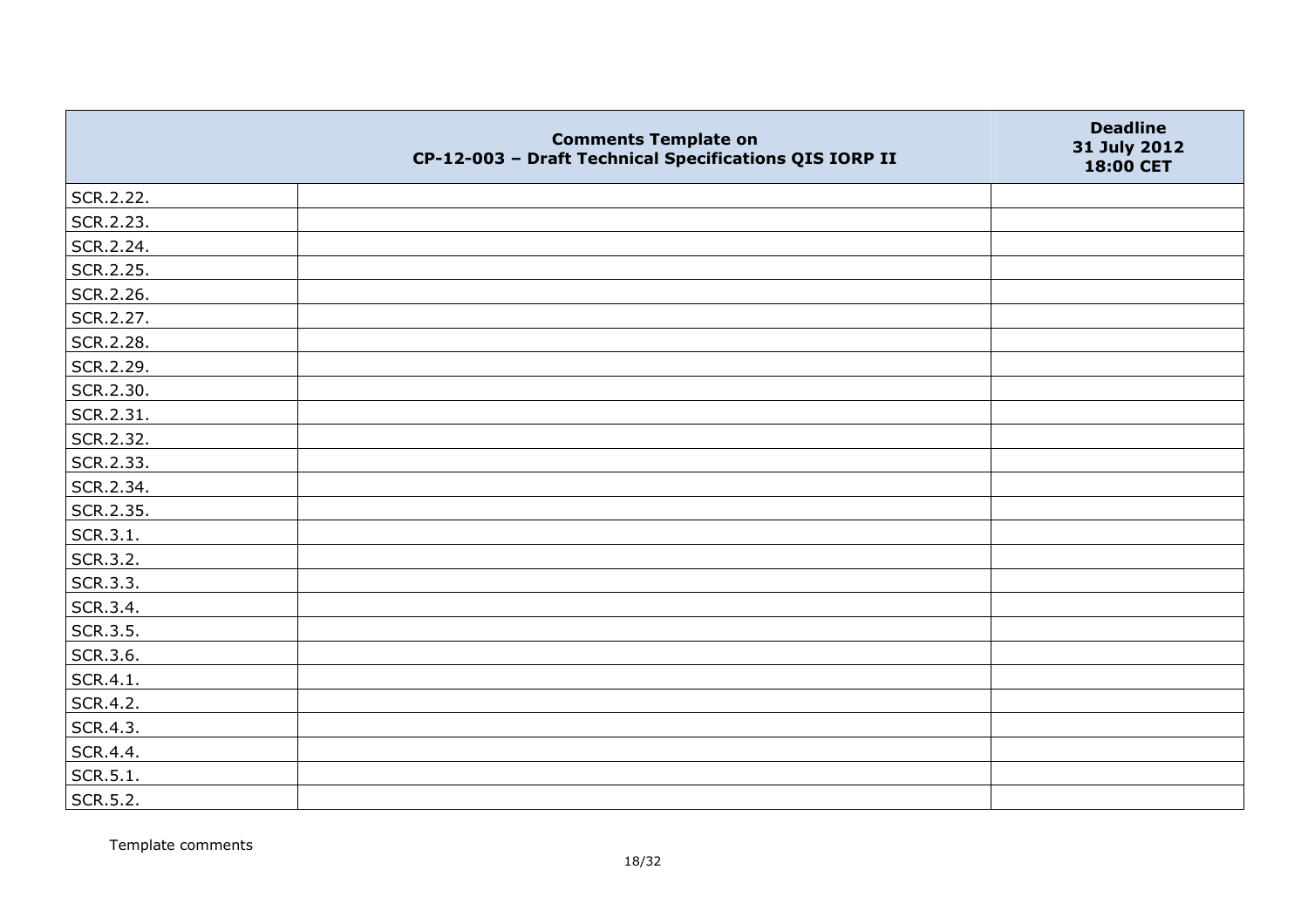| | Comments Template on CP-12-003 – Draft Technical Specifications QIS IORP II | Deadline 31 July 2012 18:00 CET |
|---|---|---|
| SCR.2.22. | | |
| SCR.2.23. | | |
| SCR.2.24. | | |
| SCR.2.25. | | |
| SCR.2.26. | | |
| SCR.2.27. | | |
| SCR.2.28. | | |
| SCR.2.29. | | |
| SCR.2.30. | | |
| SCR.2.31. | | |
| SCR.2.32. | | |
| SCR.2.33. | | |
| SCR.2.34. | | |
| SCR.2.35. | | |
| SCR.3.1. | | |
| SCR.3.2. | | |
| SCR.3.3. | | |
| SCR.3.4. | | |
| SCR.3.5. | | |
| SCR.3.6. | | |
| SCR.4.1. | | |
| SCR.4.2. | | |
| SCR.4.3. | | |
| SCR.4.4. | | |
| SCR.5.1. | | |
| SCR.5.2. | | |

Template comments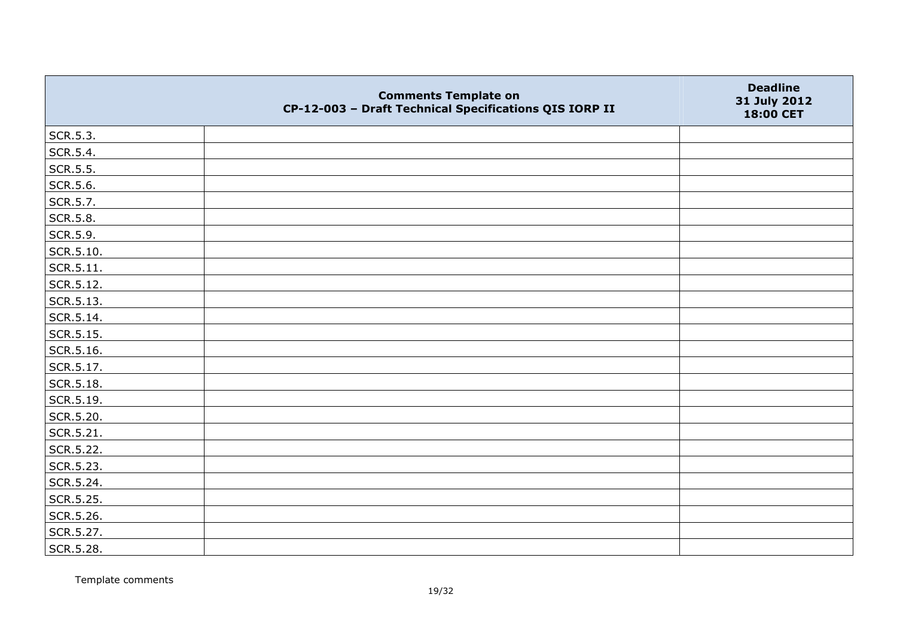| | Comments Template on CP-12-003 – Draft Technical Specifications QIS IORP II | Deadline 31 July 2012 18:00 CET |
|---|---|---|
| SCR.5.3. | | |
| SCR.5.4. | | |
| SCR.5.5. | | |
| SCR.5.6. | | |
| SCR.5.7. | | |
| SCR.5.8. | | |
| SCR.5.9. | | |
| SCR.5.10. | | |
| SCR.5.11. | | |
| SCR.5.12. | | |
| SCR.5.13. | | |
| SCR.5.14. | | |
| SCR.5.15. | | |
| SCR.5.16. | | |
| SCR.5.17. | | |
| SCR.5.18. | | |
| SCR.5.19. | | |
| SCR.5.20. | | |
| SCR.5.21. | | |
| SCR.5.22. | | |
| SCR.5.23. | | |
| SCR.5.24. | | |
| SCR.5.25. | | |
| SCR.5.26. | | |
| SCR.5.27. | | |
| SCR.5.28. | | |

Template comments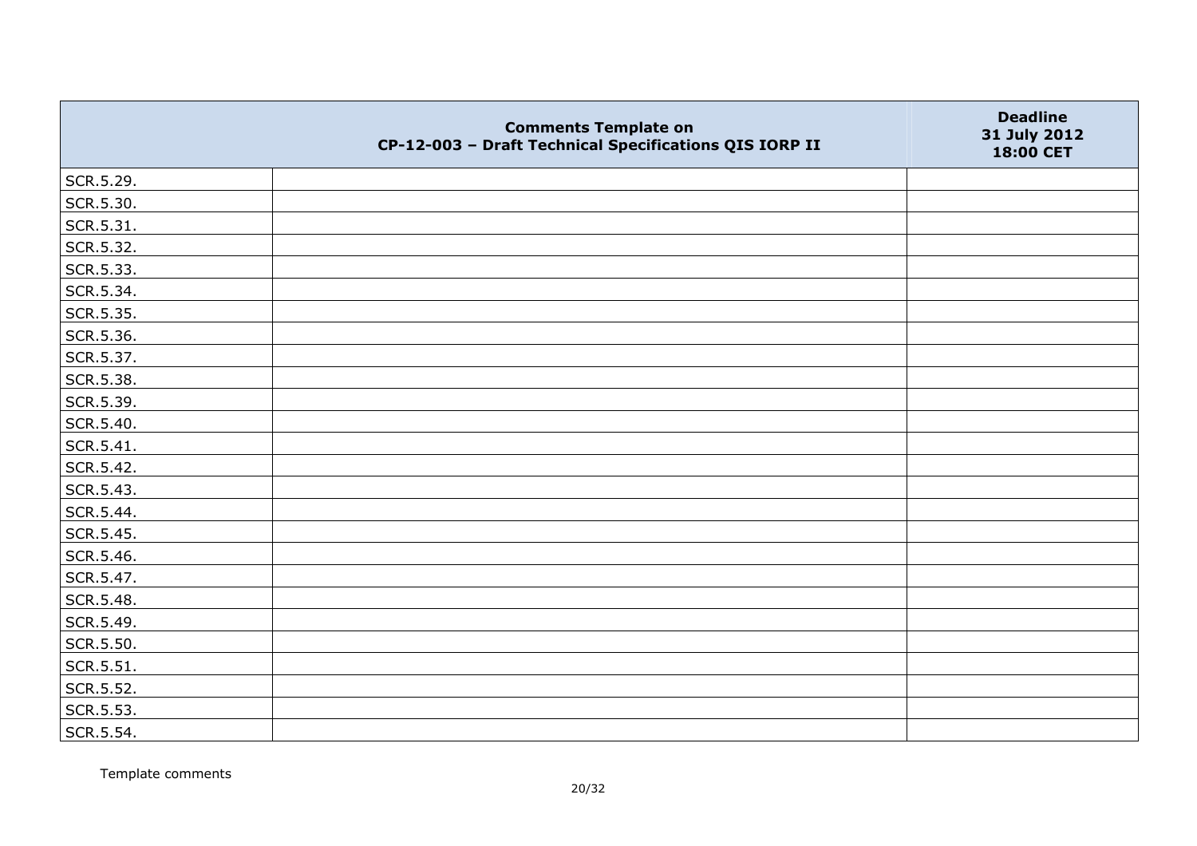| | Comments Template on CP-12-003 – Draft Technical Specifications QIS IORP II | Deadline 31 July 2012 18:00 CET |
|---|---|---|
| SCR.5.29. | | |
| SCR.5.30. | | |
| SCR.5.31. | | |
| SCR.5.32. | | |
| SCR.5.33. | | |
| SCR.5.34. | | |
| SCR.5.35. | | |
| SCR.5.36. | | |
| SCR.5.37. | | |
| SCR.5.38. | | |
| SCR.5.39. | | |
| SCR.5.40. | | |
| SCR.5.41. | | |
| SCR.5.42. | | |
| SCR.5.43. | | |
| SCR.5.44. | | |
| SCR.5.45. | | |
| SCR.5.46. | | |
| SCR.5.47. | | |
| SCR.5.48. | | |
| SCR.5.49. | | |
| SCR.5.50. | | |
| SCR.5.51. | | |
| SCR.5.52. | | |
| SCR.5.53. | | |
| SCR.5.54. | | |

Template comments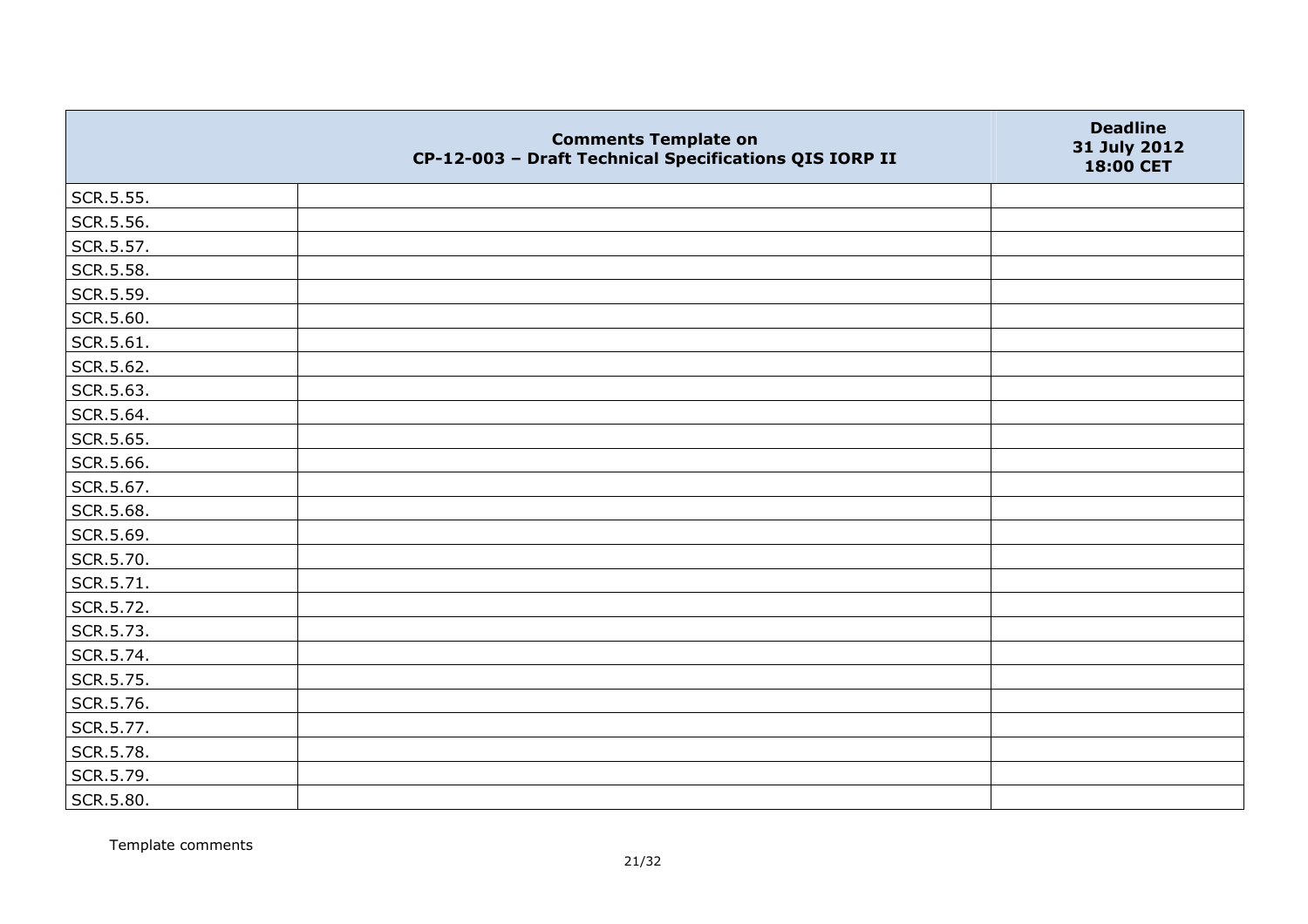| | Comments Template on CP-12-003 – Draft Technical Specifications QIS IORP II | Deadline 31 July 2012 18:00 CET |
|---|---|---|
| SCR.5.55. | | |
| SCR.5.56. | | |
| SCR.5.57. | | |
| SCR.5.58. | | |
| SCR.5.59. | | |
| SCR.5.60. | | |
| SCR.5.61. | | |
| SCR.5.62. | | |
| SCR.5.63. | | |
| SCR.5.64. | | |
| SCR.5.65. | | |
| SCR.5.66. | | |
| SCR.5.67. | | |
| SCR.5.68. | | |
| SCR.5.69. | | |
| SCR.5.70. | | |
| SCR.5.71. | | |
| SCR.5.72. | | |
| SCR.5.73. | | |
| SCR.5.74. | | |
| SCR.5.75. | | |
| SCR.5.76. | | |
| SCR.5.77. | | |
| SCR.5.78. | | |
| SCR.5.79. | | |
| SCR.5.80. | | |

Template comments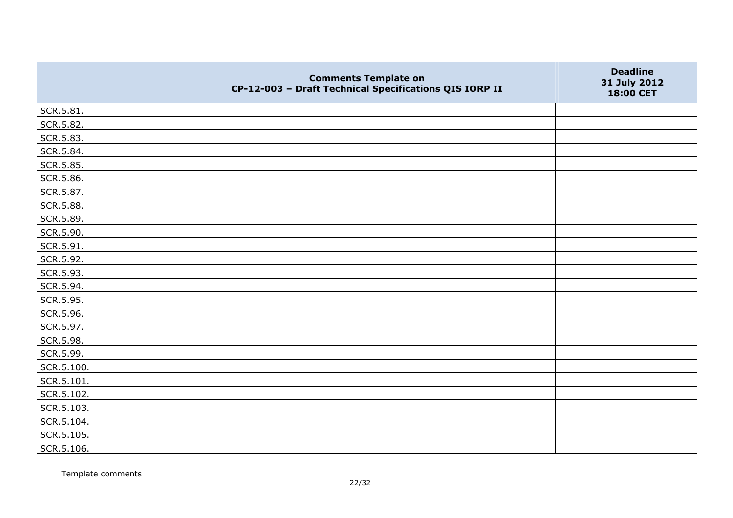| | Comments Template on<br>CP-12-003 – Draft Technical Specifications QIS IORP II | Deadline<br>31 July 2012<br>18:00 CET |
|---|---|---|
| SCR.5.81. | | |
| SCR.5.82. | | |
| SCR.5.83. | | |
| SCR.5.84. | | |
| SCR.5.85. | | |
| SCR.5.86. | | |
| SCR.5.87. | | |
| SCR.5.88. | | |
| SCR.5.89. | | |
| SCR.5.90. | | |
| SCR.5.91. | | |
| SCR.5.92. | | |
| SCR.5.93. | | |
| SCR.5.94. | | |
| SCR.5.95. | | |
| SCR.5.96. | | |
| SCR.5.97. | | |
| SCR.5.98. | | |
| SCR.5.99. | | |
| SCR.5.100. | | |
| SCR.5.101. | | |
| SCR.5.102. | | |
| SCR.5.103. | | |
| SCR.5.104. | | |
| SCR.5.105. | | |
| SCR.5.106. | | |

Template comments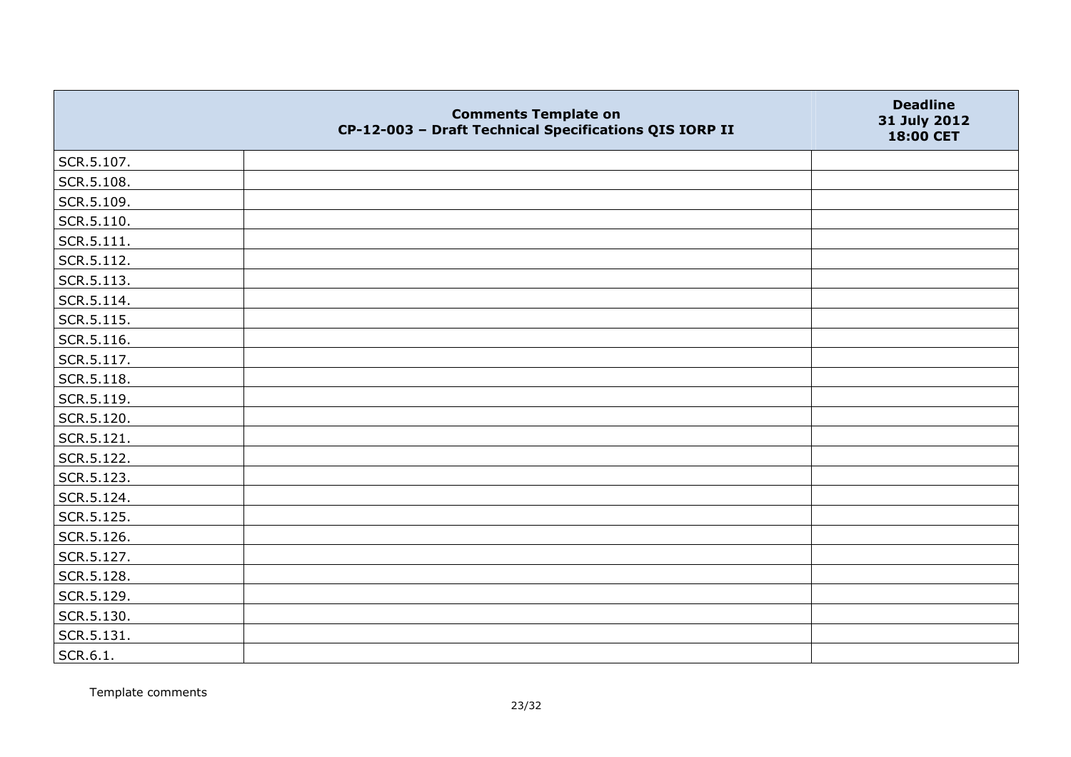| | Comments Template on CP-12-003 – Draft Technical Specifications QIS IORP II | Deadline 31 July 2012 18:00 CET |
|---|---|---|
| SCR.5.107. | | |
| SCR.5.108. | | |
| SCR.5.109. | | |
| SCR.5.110. | | |
| SCR.5.111. | | |
| SCR.5.112. | | |
| SCR.5.113. | | |
| SCR.5.114. | | |
| SCR.5.115. | | |
| SCR.5.116. | | |
| SCR.5.117. | | |
| SCR.5.118. | | |
| SCR.5.119. | | |
| SCR.5.120. | | |
| SCR.5.121. | | |
| SCR.5.122. | | |
| SCR.5.123. | | |
| SCR.5.124. | | |
| SCR.5.125. | | |
| SCR.5.126. | | |
| SCR.5.127. | | |
| SCR.5.128. | | |
| SCR.5.129. | | |
| SCR.5.130. | | |
| SCR.5.131. | | |
| SCR.6.1. | | |

Template comments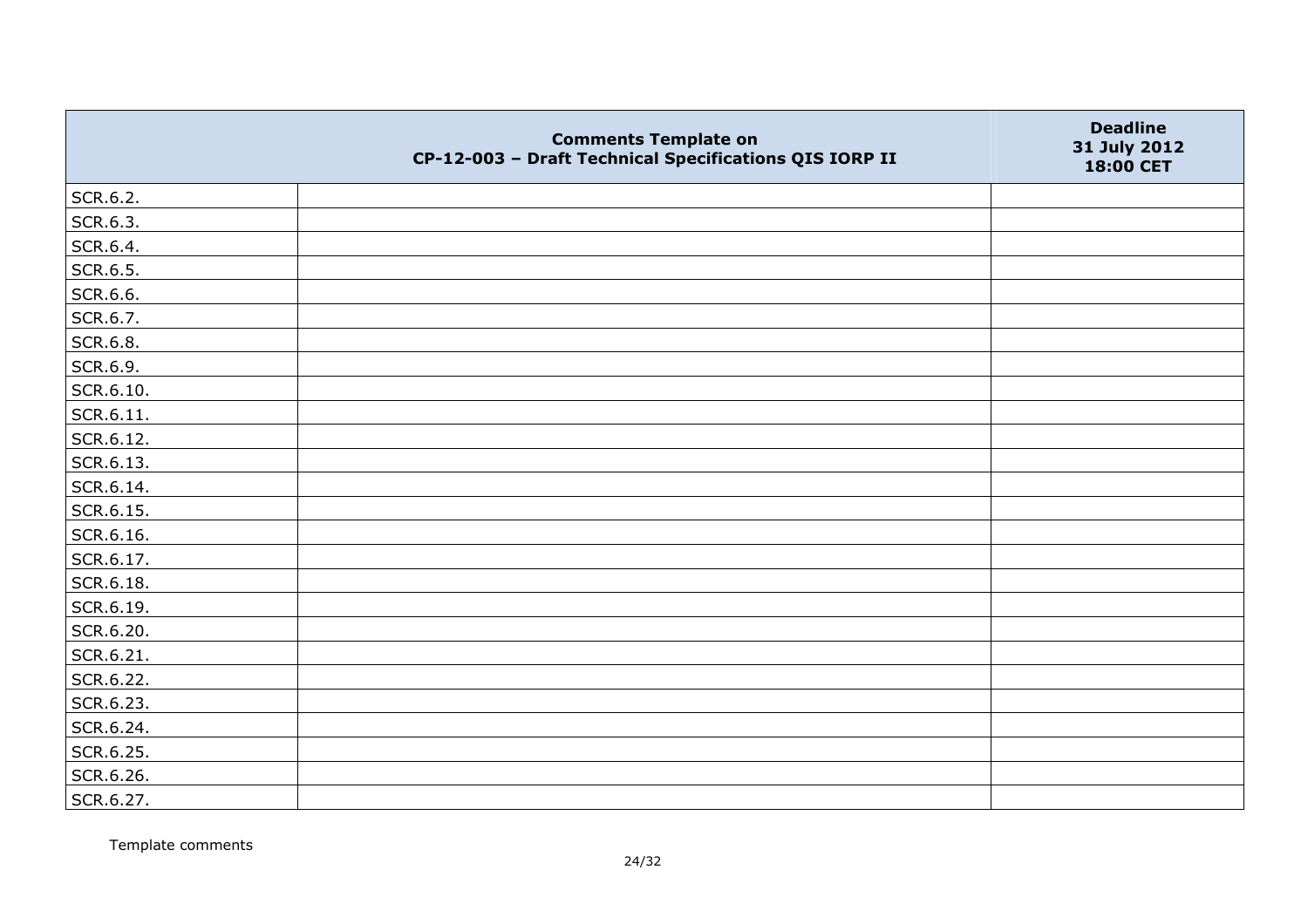|  | Comments Template on CP-12-003 – Draft Technical Specifications QIS IORP II | Deadline 31 July 2012 18:00 CET |
|---|---|---|
| SCR.6.2. | | |
| SCR.6.3. | | |
| SCR.6.4. | | |
| SCR.6.5. | | |
| SCR.6.6. | | |
| SCR.6.7. | | |
| SCR.6.8. | | |
| SCR.6.9. | | |
| SCR.6.10. | | |
| SCR.6.11. | | |
| SCR.6.12. | | |
| SCR.6.13. | | |
| SCR.6.14. | | |
| SCR.6.15. | | |
| SCR.6.16. | | |
| SCR.6.17. | | |
| SCR.6.18. | | |
| SCR.6.19. | | |
| SCR.6.20. | | |
| SCR.6.21. | | |
| SCR.6.22. | | |
| SCR.6.23. | | |
| SCR.6.24. | | |
| SCR.6.25. | | |
| SCR.6.26. | | |
| SCR.6.27. | | |

Template comments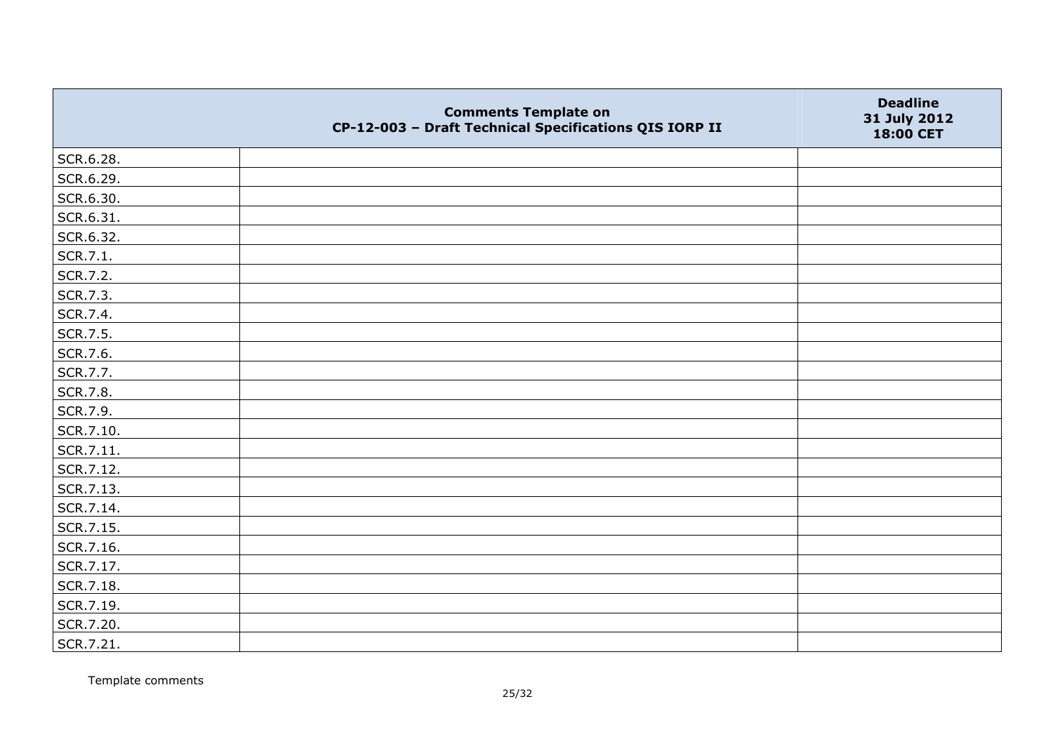| | Comments Template on CP-12-003 – Draft Technical Specifications QIS IORP II | Deadline 31 July 2012 18:00 CET |
|---|---|---|
| SCR.6.28. | | |
| SCR.6.29. | | |
| SCR.6.30. | | |
| SCR.6.31. | | |
| SCR.6.32. | | |
| SCR.7.1. | | |
| SCR.7.2. | | |
| SCR.7.3. | | |
| SCR.7.4. | | |
| SCR.7.5. | | |
| SCR.7.6. | | |
| SCR.7.7. | | |
| SCR.7.8. | | |
| SCR.7.9. | | |
| SCR.7.10. | | |
| SCR.7.11. | | |
| SCR.7.12. | | |
| SCR.7.13. | | |
| SCR.7.14. | | |
| SCR.7.15. | | |
| SCR.7.16. | | |
| SCR.7.17. | | |
| SCR.7.18. | | |
| SCR.7.19. | | |
| SCR.7.20. | | |
| SCR.7.21. | | |

Template comments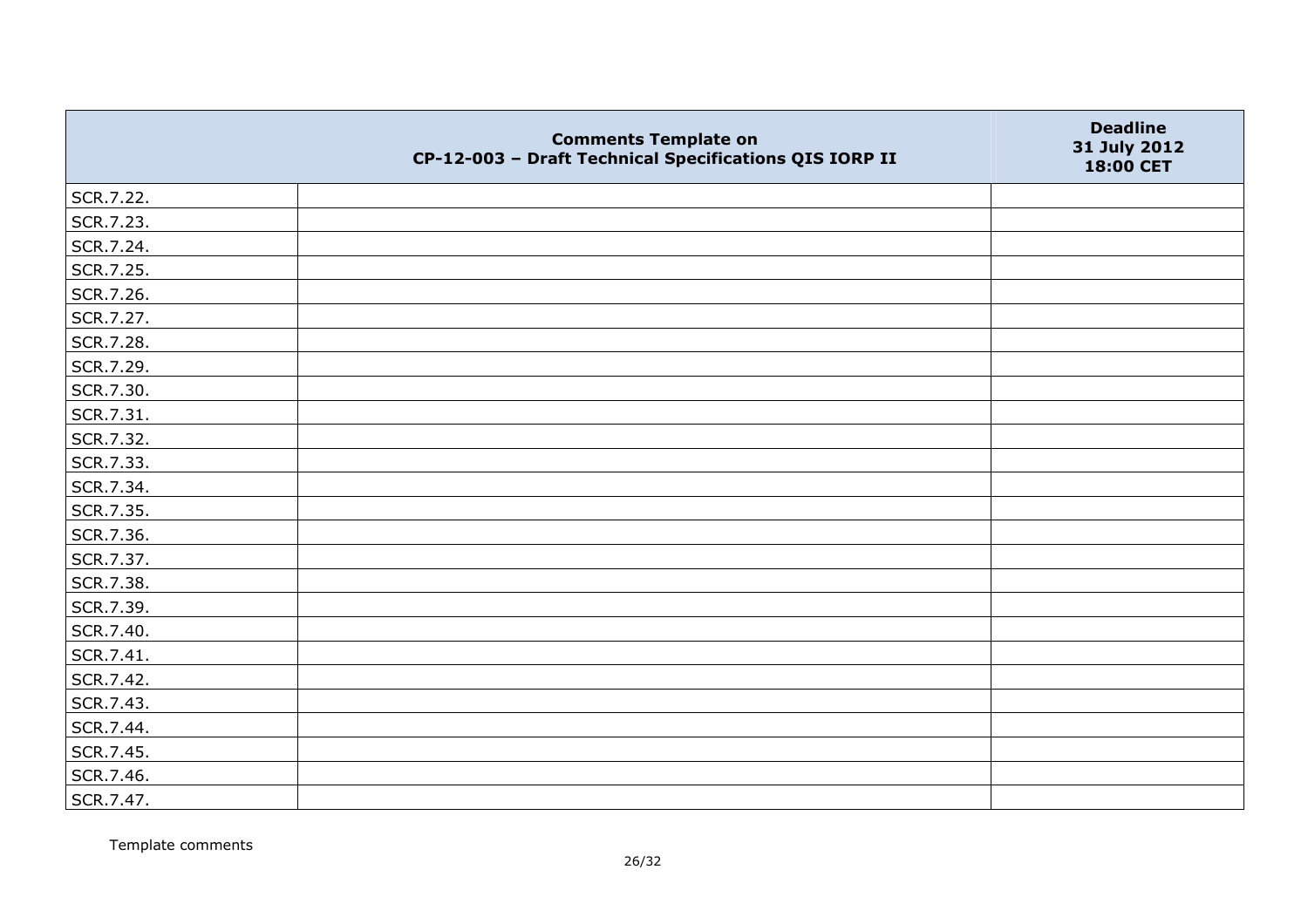|  | Comments Template on CP-12-003 – Draft Technical Specifications QIS IORP II | Deadline 31 July 2012 18:00 CET |
|---|---|---|
| SCR.7.22. |  |  |
| SCR.7.23. |  |  |
| SCR.7.24. |  |  |
| SCR.7.25. |  |  |
| SCR.7.26. |  |  |
| SCR.7.27. |  |  |
| SCR.7.28. |  |  |
| SCR.7.29. |  |  |
| SCR.7.30. |  |  |
| SCR.7.31. |  |  |
| SCR.7.32. |  |  |
| SCR.7.33. |  |  |
| SCR.7.34. |  |  |
| SCR.7.35. |  |  |
| SCR.7.36. |  |  |
| SCR.7.37. |  |  |
| SCR.7.38. |  |  |
| SCR.7.39. |  |  |
| SCR.7.40. |  |  |
| SCR.7.41. |  |  |
| SCR.7.42. |  |  |
| SCR.7.43. |  |  |
| SCR.7.44. |  |  |
| SCR.7.45. |  |  |
| SCR.7.46. |  |  |
| SCR.7.47. |  |  |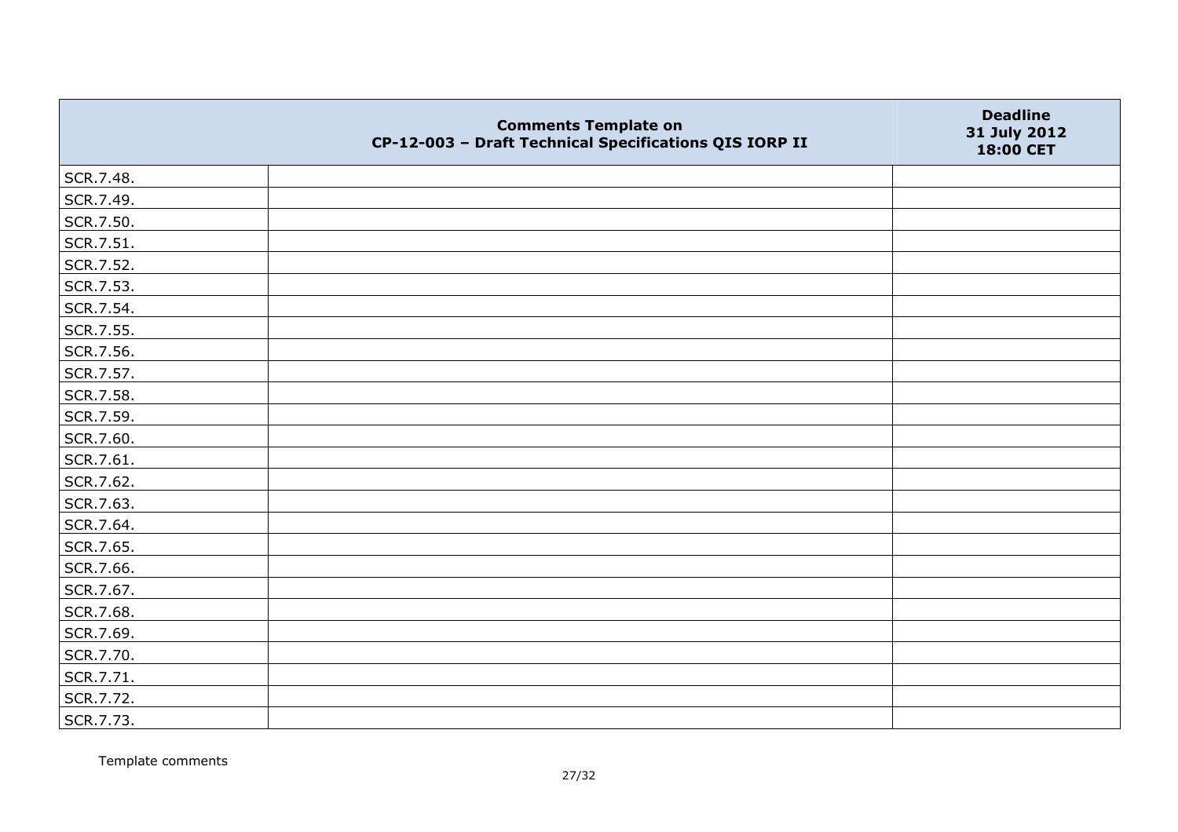| | Comments Template on CP-12-003 – Draft Technical Specifications QIS IORP II | Deadline 31 July 2012 18:00 CET |
|---|---|---|
| SCR.7.48. | | |
| SCR.7.49. | | |
| SCR.7.50. | | |
| SCR.7.51. | | |
| SCR.7.52. | | |
| SCR.7.53. | | |
| SCR.7.54. | | |
| SCR.7.55. | | |
| SCR.7.56. | | |
| SCR.7.57. | | |
| SCR.7.58. | | |
| SCR.7.59. | | |
| SCR.7.60. | | |
| SCR.7.61. | | |
| SCR.7.62. | | |
| SCR.7.63. | | |
| SCR.7.64. | | |
| SCR.7.65. | | |
| SCR.7.66. | | |
| SCR.7.67. | | |
| SCR.7.68. | | |
| SCR.7.69. | | |
| SCR.7.70. | | |
| SCR.7.71. | | |
| SCR.7.72. | | |
| SCR.7.73. | | |

Template comments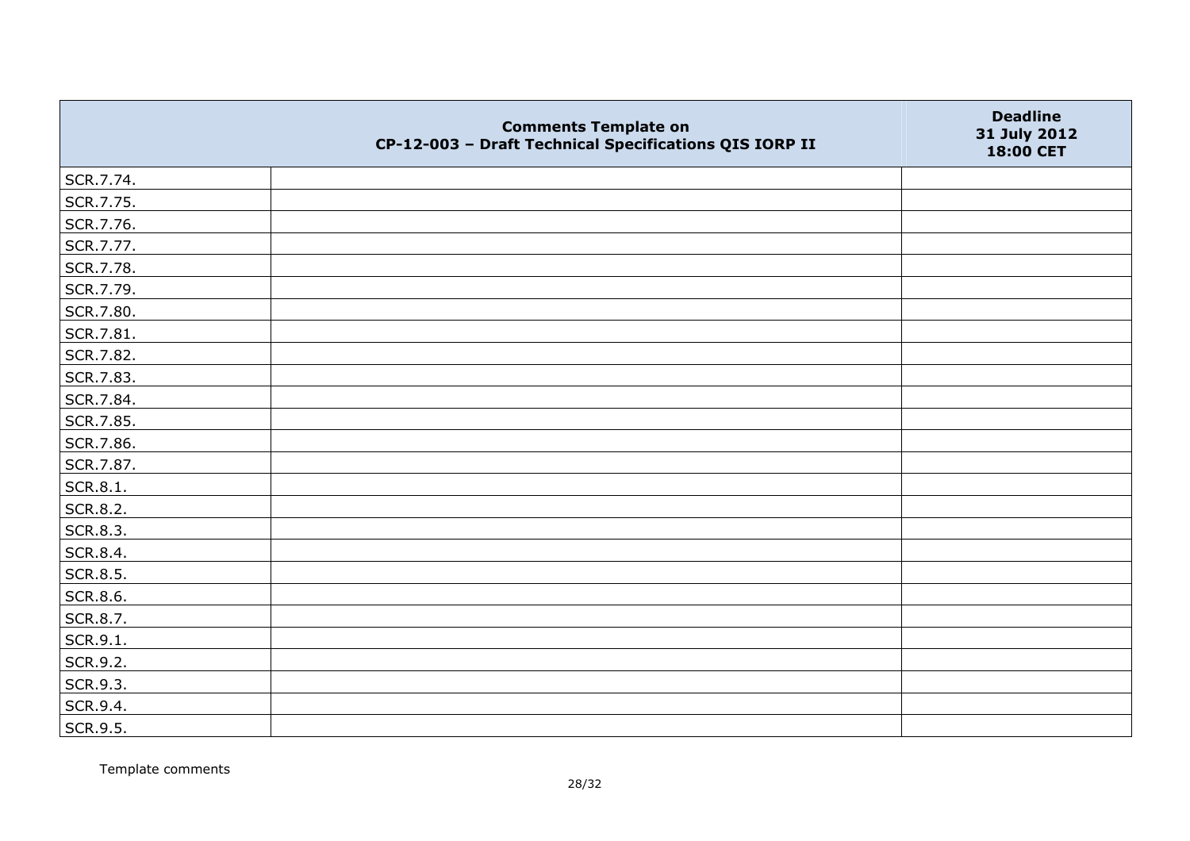| | Comments Template on CP-12-003 – Draft Technical Specifications QIS IORP II | Deadline 31 July 2012 18:00 CET |
|---|---|---|
| SCR.7.74. | | |
| SCR.7.75. | | |
| SCR.7.76. | | |
| SCR.7.77. | | |
| SCR.7.78. | | |
| SCR.7.79. | | |
| SCR.7.80. | | |
| SCR.7.81. | | |
| SCR.7.82. | | |
| SCR.7.83. | | |
| SCR.7.84. | | |
| SCR.7.85. | | |
| SCR.7.86. | | |
| SCR.7.87. | | |
| SCR.8.1. | | |
| SCR.8.2. | | |
| SCR.8.3. | | |
| SCR.8.4. | | |
| SCR.8.5. | | |
| SCR.8.6. | | |
| SCR.8.7. | | |
| SCR.9.1. | | |
| SCR.9.2. | | |
| SCR.9.3. | | |
| SCR.9.4. | | |
| SCR.9.5. | | |

Template comments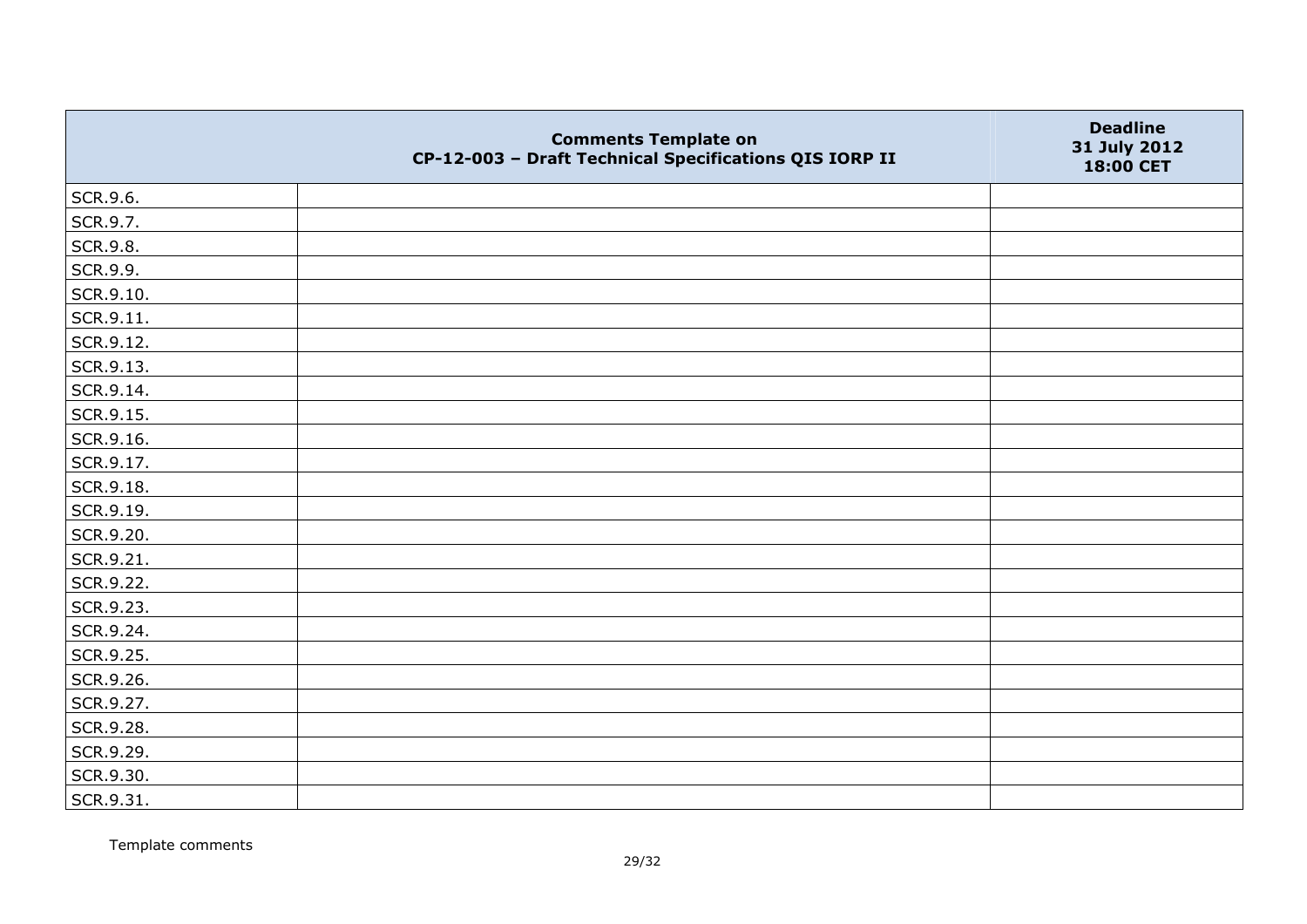| | Comments Template on CP-12-003 – Draft Technical Specifications QIS IORP II | Deadline 31 July 2012 18:00 CET |
|---|---|---|
| SCR.9.6. | | |
| SCR.9.7. | | |
| SCR.9.8. | | |
| SCR.9.9. | | |
| SCR.9.10. | | |
| SCR.9.11. | | |
| SCR.9.12. | | |
| SCR.9.13. | | |
| SCR.9.14. | | |
| SCR.9.15. | | |
| SCR.9.16. | | |
| SCR.9.17. | | |
| SCR.9.18. | | |
| SCR.9.19. | | |
| SCR.9.20. | | |
| SCR.9.21. | | |
| SCR.9.22. | | |
| SCR.9.23. | | |
| SCR.9.24. | | |
| SCR.9.25. | | |
| SCR.9.26. | | |
| SCR.9.27. | | |
| SCR.9.28. | | |
| SCR.9.29. | | |
| SCR.9.30. | | |
| SCR.9.31. | | |

Template comments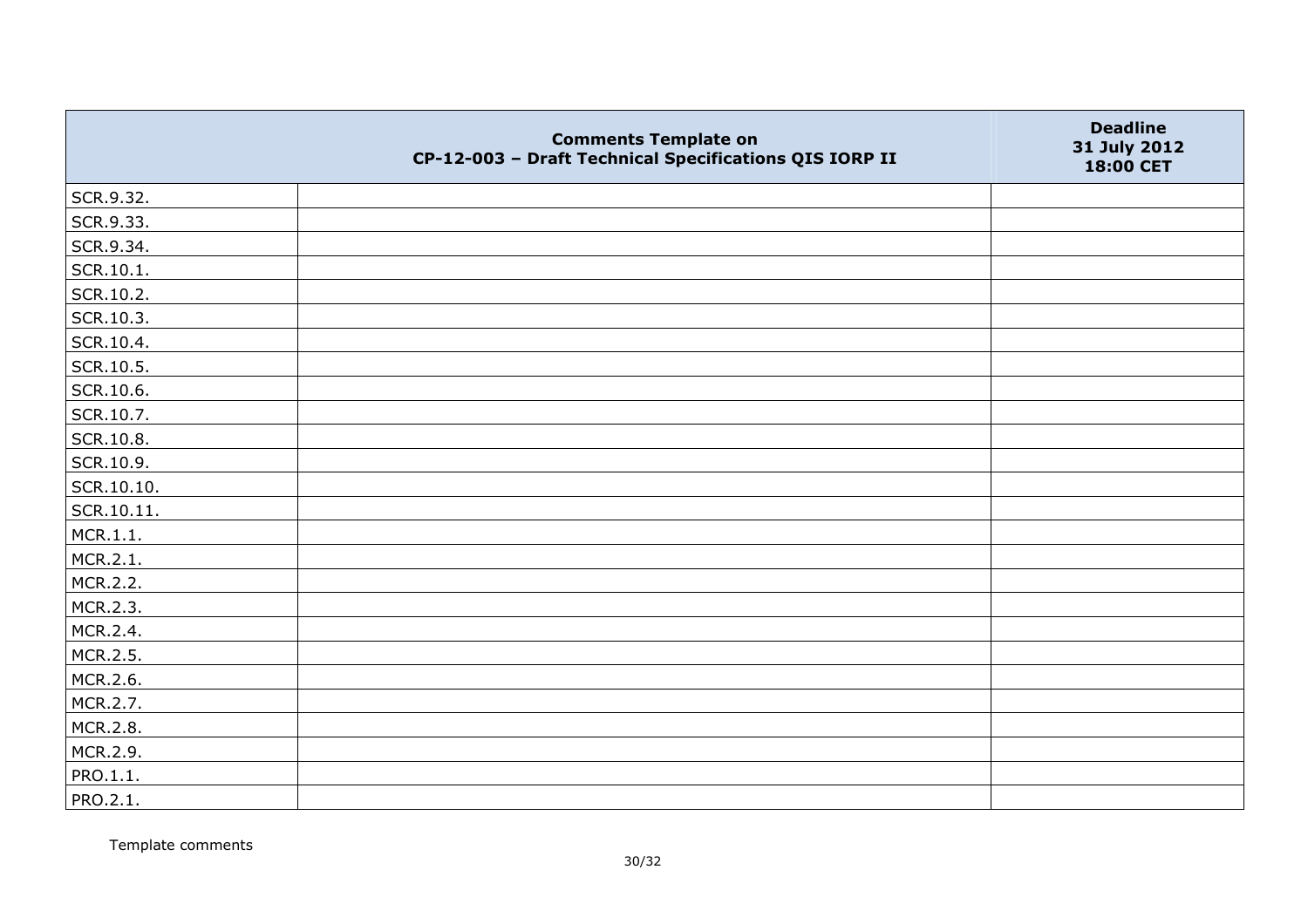| | Comments Template on CP-12-003 – Draft Technical Specifications QIS IORP II | Deadline 31 July 2012 18:00 CET |
|---|---|---|
| SCR.9.32. | | |
| SCR.9.33. | | |
| SCR.9.34. | | |
| SCR.10.1. | | |
| SCR.10.2. | | |
| SCR.10.3. | | |
| SCR.10.4. | | |
| SCR.10.5. | | |
| SCR.10.6. | | |
| SCR.10.7. | | |
| SCR.10.8. | | |
| SCR.10.9. | | |
| SCR.10.10. | | |
| SCR.10.11. | | |
| MCR.1.1. | | |
| MCR.2.1. | | |
| MCR.2.2. | | |
| MCR.2.3. | | |
| MCR.2.4. | | |
| MCR.2.5. | | |
| MCR.2.6. | | |
| MCR.2.7. | | |
| MCR.2.8. | | |
| MCR.2.9. | | |
| PRO.1.1. | | |
| PRO.2.1. | | |

Template comments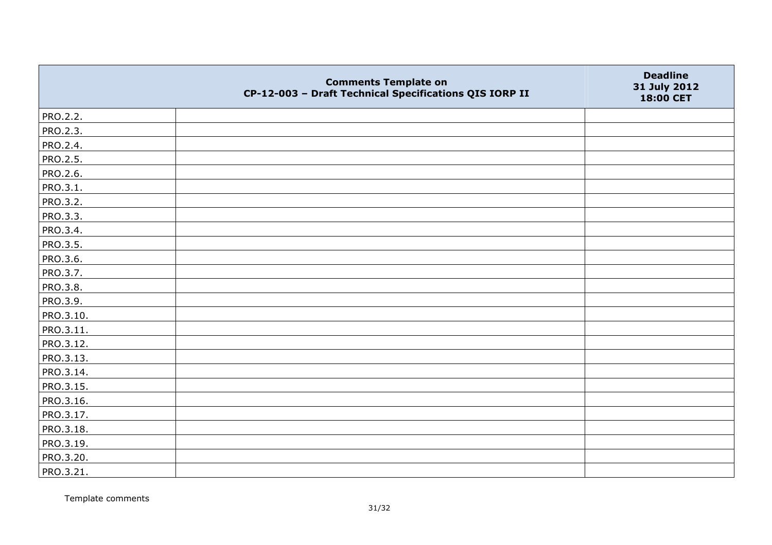| | Comments Template on CP-12-003 – Draft Technical Specifications QIS IORP II | Deadline 31 July 2012 18:00 CET |
|---|---|---|
| PRO.2.2. | | |
| PRO.2.3. | | |
| PRO.2.4. | | |
| PRO.2.5. | | |
| PRO.2.6. | | |
| PRO.3.1. | | |
| PRO.3.2. | | |
| PRO.3.3. | | |
| PRO.3.4. | | |
| PRO.3.5. | | |
| PRO.3.6. | | |
| PRO.3.7. | | |
| PRO.3.8. | | |
| PRO.3.9. | | |
| PRO.3.10. | | |
| PRO.3.11. | | |
| PRO.3.12. | | |
| PRO.3.13. | | |
| PRO.3.14. | | |
| PRO.3.15. | | |
| PRO.3.16. | | |
| PRO.3.17. | | |
| PRO.3.18. | | |
| PRO.3.19. | | |
| PRO.3.20. | | |
| PRO.3.21. | | |

Template comments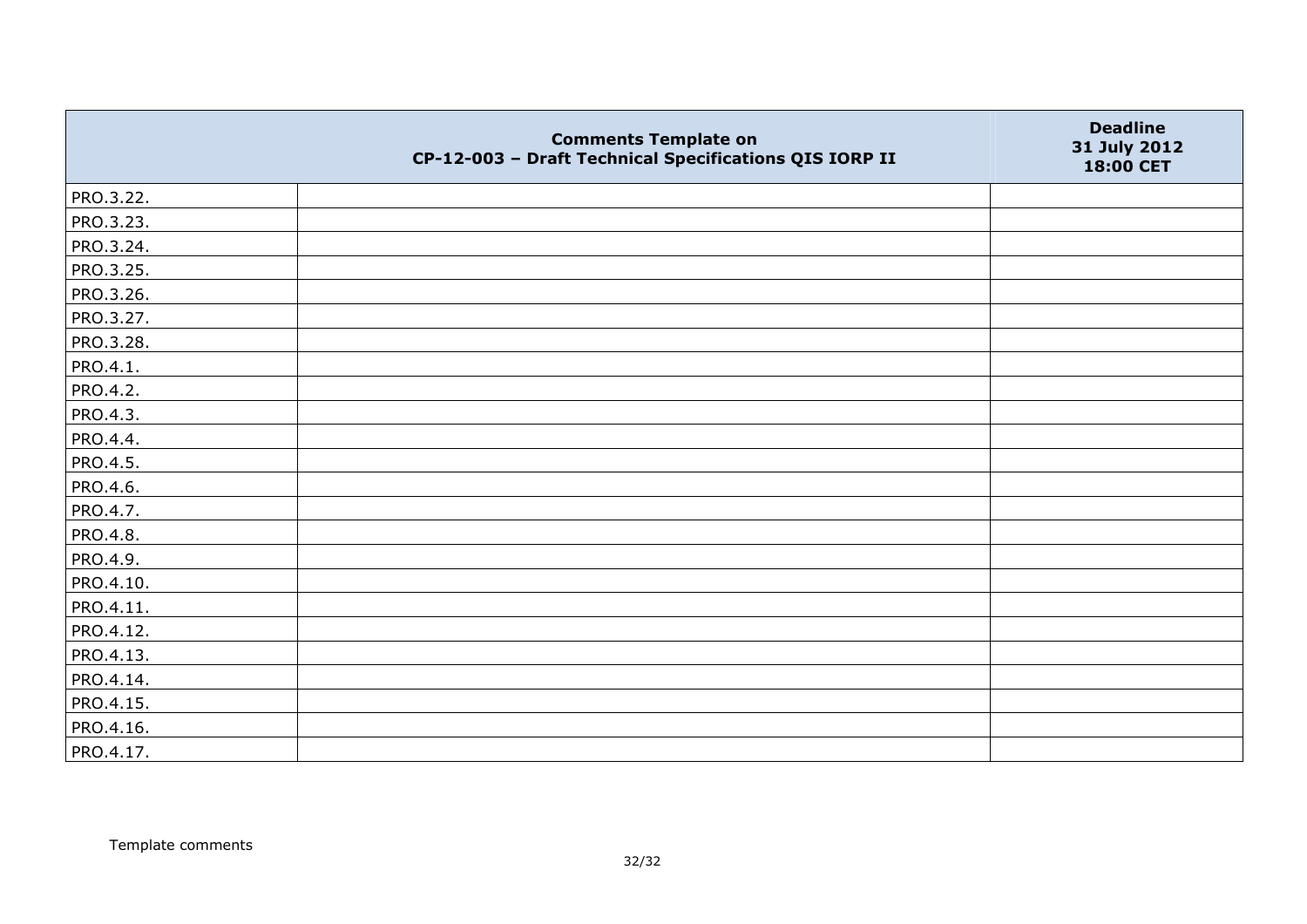| | Comments Template on CP-12-003 – Draft Technical Specifications QIS IORP II | Deadline 31 July 2012 18:00 CET |
|---|---|---|
| PRO.3.22. | | |
| PRO.3.23. | | |
| PRO.3.24. | | |
| PRO.3.25. | | |
| PRO.3.26. | | |
| PRO.3.27. | | |
| PRO.3.28. | | |
| PRO.4.1. | | |
| PRO.4.2. | | |
| PRO.4.3. | | |
| PRO.4.4. | | |
| PRO.4.5. | | |
| PRO.4.6. | | |
| PRO.4.7. | | |
| PRO.4.8. | | |
| PRO.4.9. | | |
| PRO.4.10. | | |
| PRO.4.11. | | |
| PRO.4.12. | | |
| PRO.4.13. | | |
| PRO.4.14. | | |
| PRO.4.15. | | |
| PRO.4.16. | | |
| PRO.4.17. | | |